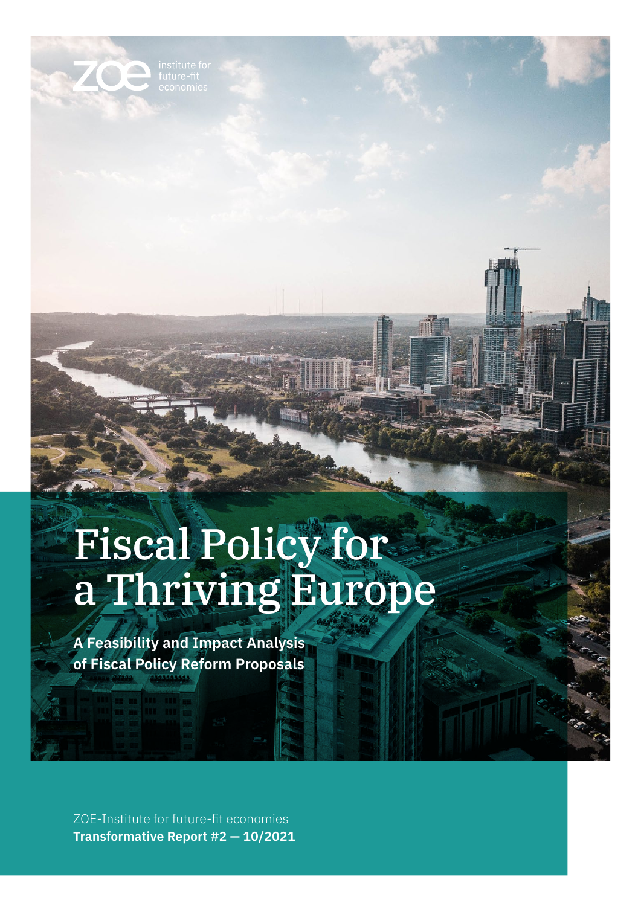ZOE institute for future-fit economies

# Fiscal Policy for a Thriving Europe

**A Feasibility and Impact Analysis of Fiscal Policy Reform Proposals**

ZOE-Institute for future-fit economies
**Transformative Report #2 — 10/2021**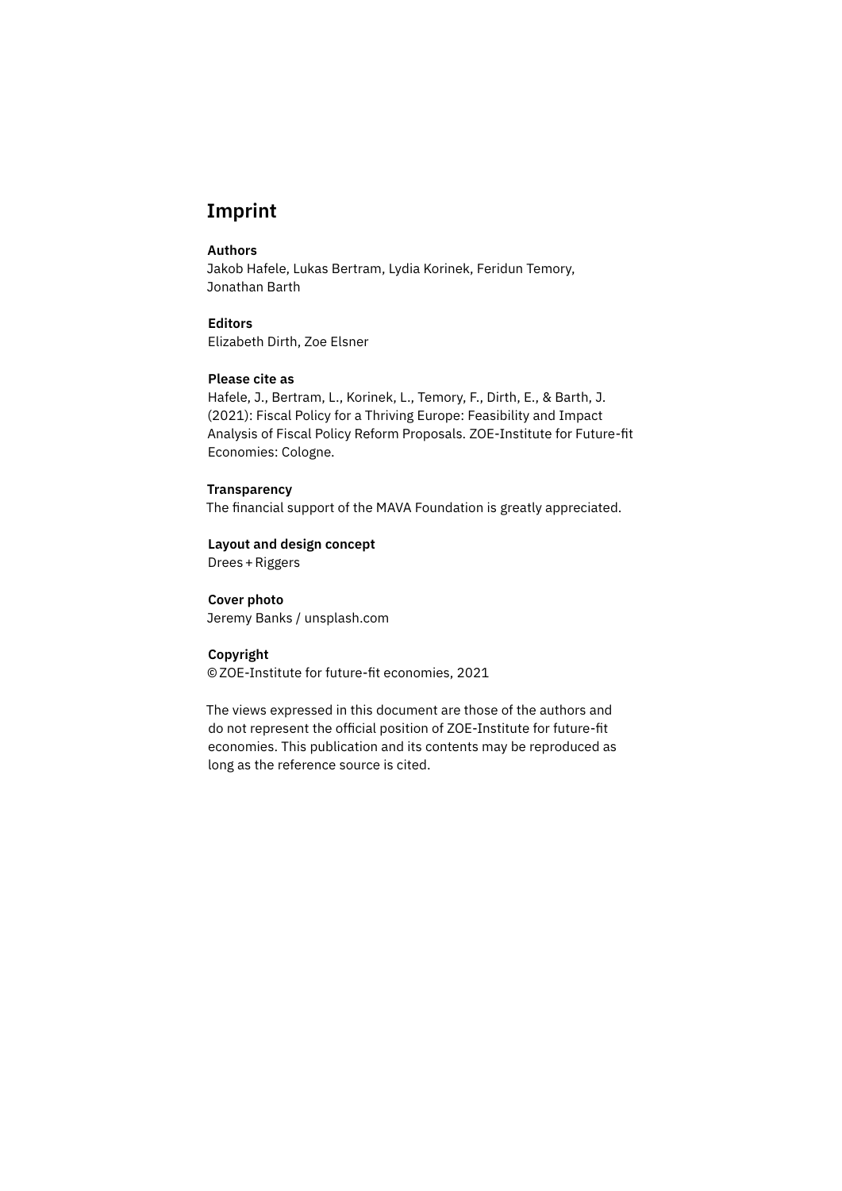# Imprint

**Authors**
Jakob Hafele, Lukas Bertram, Lydia Korinek, Feridun Temory, Jonathan Barth

**Editors**
Elizabeth Dirth, Zoe Elsner

**Please cite as**
Hafele, J., Bertram, L., Korinek, L., Temory, F., Dirth, E., & Barth, J. (2021): Fiscal Policy for a Thriving Europe: Feasibility and Impact Analysis of Fiscal Policy Reform Proposals. ZOE-Institute for Future-fit Economies: Cologne.

**Transparency**
The financial support of the MAVA Foundation is greatly appreciated.

**Layout and design concept**
Drees + Riggers

**Cover photo**
Jeremy Banks / unsplash.com

**Copyright**
© ZOE-Institute for future-fit economies, 2021

The views expressed in this document are those of the authors and do not represent the official position of ZOE-Institute for future-fit economies. This publication and its contents may be reproduced as long as the reference source is cited.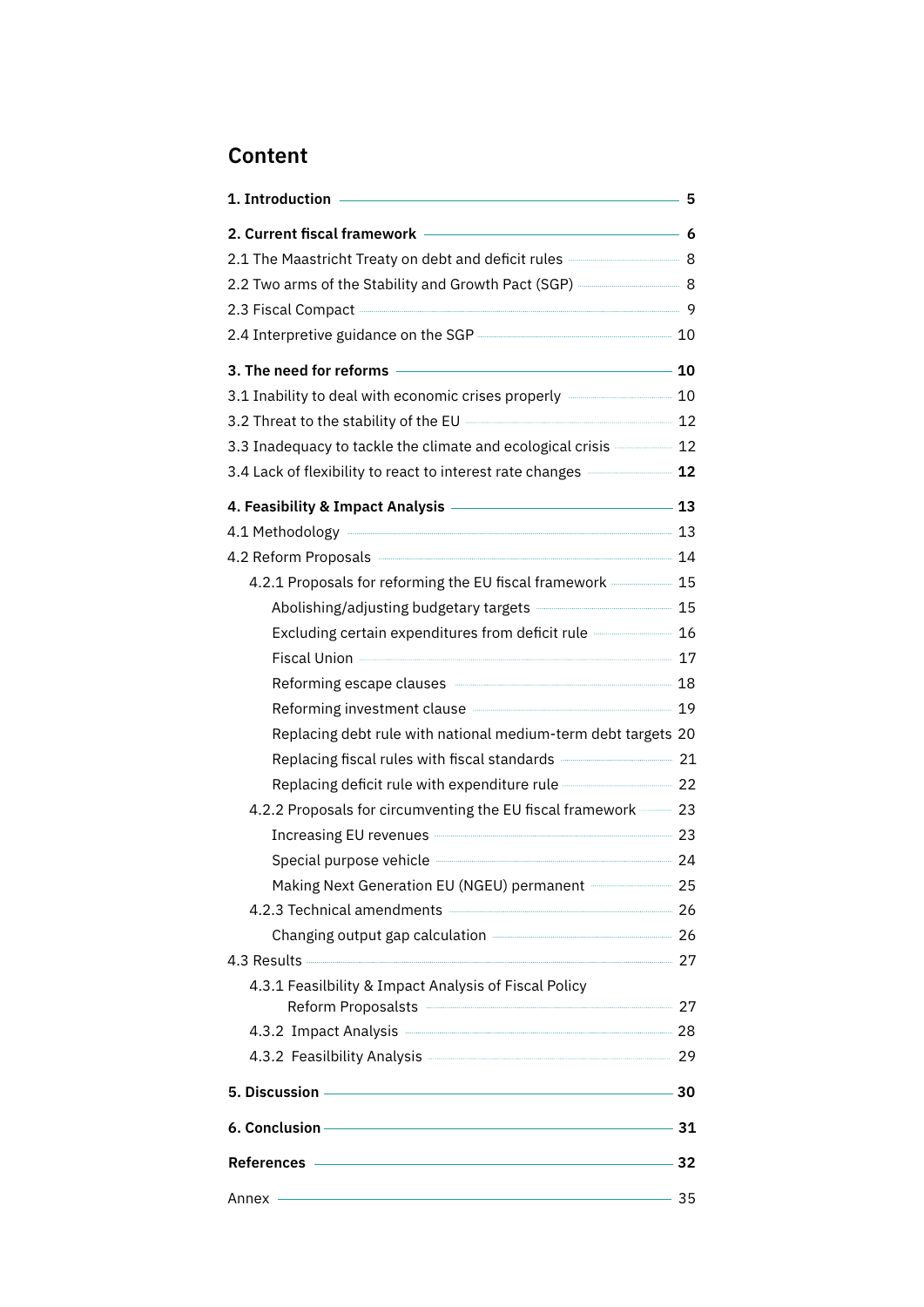# Content

**1. Introduction** 5

**2. Current fiscal framework** 6

2.1 The Maastricht Treaty on debt and deficit rules 8

2.2 Two arms of the Stability and Growth Pact (SGP) 8

2.3 Fiscal Compact 9

2.4 Interpretive guidance on the SGP 10

**3. The need for reforms** 10

3.1 Inability to deal with economic crises properly 10

3.2 Threat to the stability of the EU 12

3.3 Inadequacy to tackle the climate and ecological crisis 12

3.4 Lack of flexibility to react to interest rate changes **12**

**4. Feasibility & Impact Analysis** 13

4.1 Methodology 13

4.2 Reform Proposals 14

- 4.2.1 Proposals for reforming the EU fiscal framework 15
  - Abolishing/adjusting budgetary targets 15
  - Excluding certain expenditures from deficit rule 16
  - Fiscal Union 17
  - Reforming escape clauses 18
  - Reforming investment clause 19
  - Replacing debt rule with national medium-term debt targets 20
  - Replacing fiscal rules with fiscal standards 21
  - Replacing deficit rule with expenditure rule 22
- 4.2.2 Proposals for circumventing the EU fiscal framework 23
  - Increasing EU revenues 23
  - Special purpose vehicle 24
  - Making Next Generation EU (NGEU) permanent 25
- 4.2.3 Technical amendments 26
  - Changing output gap calculation 26

4.3 Results 27

- 4.3.1 Feasilbility & Impact Analysis of Fiscal Policy Reform Proposalsts 27
- 4.3.2 Impact Analysis 28
- 4.3.2 Feasilbility Analysis 29

**5. Discussion** 30

**6. Conclusion** 31

**References** 32

Annex 35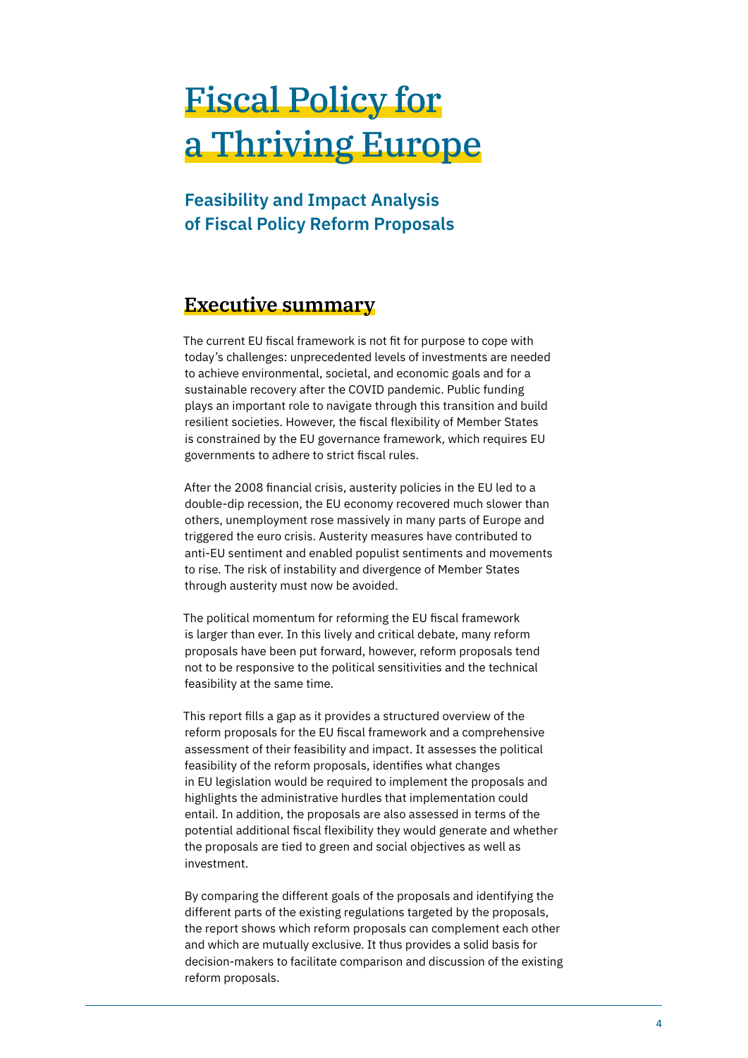# Fiscal Policy for a Thriving Europe

## Feasibility and Impact Analysis of Fiscal Policy Reform Proposals

## Executive summary

The current EU fiscal framework is not fit for purpose to cope with today's challenges: unprecedented levels of investments are needed to achieve environmental, societal, and economic goals and for a sustainable recovery after the COVID pandemic. Public funding plays an important role to navigate through this transition and build resilient societies. However, the fiscal flexibility of Member States is constrained by the EU governance framework, which requires EU governments to adhere to strict fiscal rules.

After the 2008 financial crisis, austerity policies in the EU led to a double-dip recession, the EU economy recovered much slower than others, unemployment rose massively in many parts of Europe and triggered the euro crisis. Austerity measures have contributed to anti-EU sentiment and enabled populist sentiments and movements to rise. The risk of instability and divergence of Member States through austerity must now be avoided.

The political momentum for reforming the EU fiscal framework is larger than ever. In this lively and critical debate, many reform proposals have been put forward, however, reform proposals tend not to be responsive to the political sensitivities and the technical feasibility at the same time.

This report fills a gap as it provides a structured overview of the reform proposals for the EU fiscal framework and a comprehensive assessment of their feasibility and impact. It assesses the political feasibility of the reform proposals, identifies what changes in EU legislation would be required to implement the proposals and highlights the administrative hurdles that implementation could entail. In addition, the proposals are also assessed in terms of the potential additional fiscal flexibility they would generate and whether the proposals are tied to green and social objectives as well as investment.

By comparing the different goals of the proposals and identifying the different parts of the existing regulations targeted by the proposals, the report shows which reform proposals can complement each other and which are mutually exclusive. It thus provides a solid basis for decision-makers to facilitate comparison and discussion of the existing reform proposals.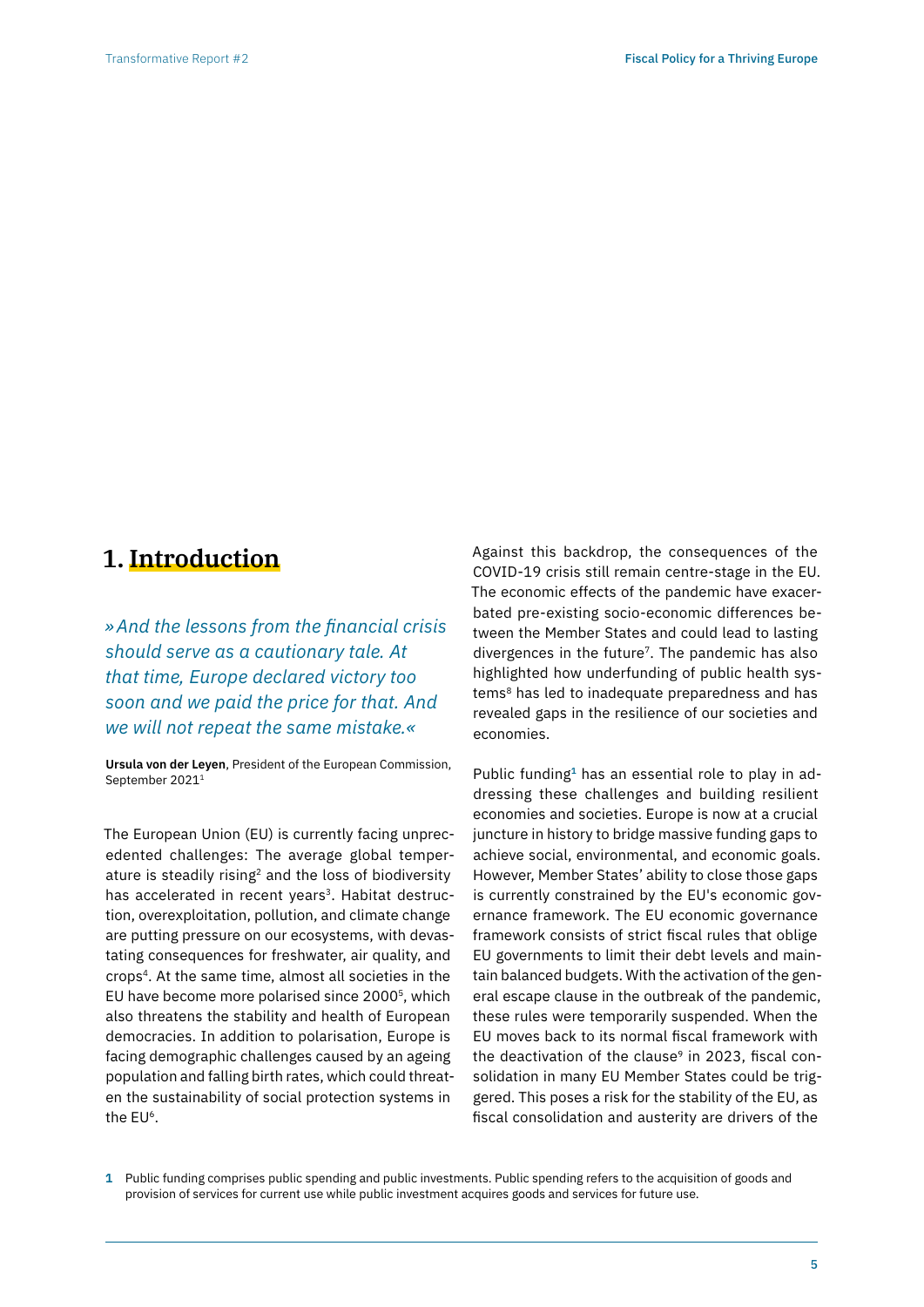# 1. Introduction

*»And the lessons from the financial crisis should serve as a cautionary tale. At that time, Europe declared victory too soon and we paid the price for that. And we will not repeat the same mistake.«*

**Ursula von der Leyen**, President of the European Commission, September 2021[1]

The European Union (EU) is currently facing unprecedented challenges: The average global temperature is steadily rising[2] and the loss of biodiversity has accelerated in recent years[3]. Habitat destruction, overexploitation, pollution, and climate change are putting pressure on our ecosystems, with devastating consequences for freshwater, air quality, and crops[4]. At the same time, almost all societies in the EU have become more polarised since 2000[5], which also threatens the stability and health of European democracies. In addition to polarisation, Europe is facing demographic challenges caused by an ageing population and falling birth rates, which could threaten the sustainability of social protection systems in the EU[6].

Against this backdrop, the consequences of the COVID-19 crisis still remain centre-stage in the EU. The economic effects of the pandemic have exacerbated pre-existing socio-economic differences between the Member States and could lead to lasting divergences in the future[7]. The pandemic has also highlighted how underfunding of public health systems[8] has led to inadequate preparedness and has revealed gaps in the resilience of our societies and economies.

Public funding[1] has an essential role to play in addressing these challenges and building resilient economies and societies. Europe is now at a crucial juncture in history to bridge massive funding gaps to achieve social, environmental, and economic goals. However, Member States' ability to close those gaps is currently constrained by the EU's economic governance framework. The EU economic governance framework consists of strict fiscal rules that oblige EU governments to limit their debt levels and maintain balanced budgets. With the activation of the general escape clause in the outbreak of the pandemic, these rules were temporarily suspended. When the EU moves back to its normal fiscal framework with the deactivation of the clause[9] in 2023, fiscal consolidation in many EU Member States could be triggered. This poses a risk for the stability of the EU, as fiscal consolidation and austerity are drivers of the

**1** Public funding comprises public spending and public investments. Public spending refers to the acquisition of goods and provision of services for current use while public investment acquires goods and services for future use.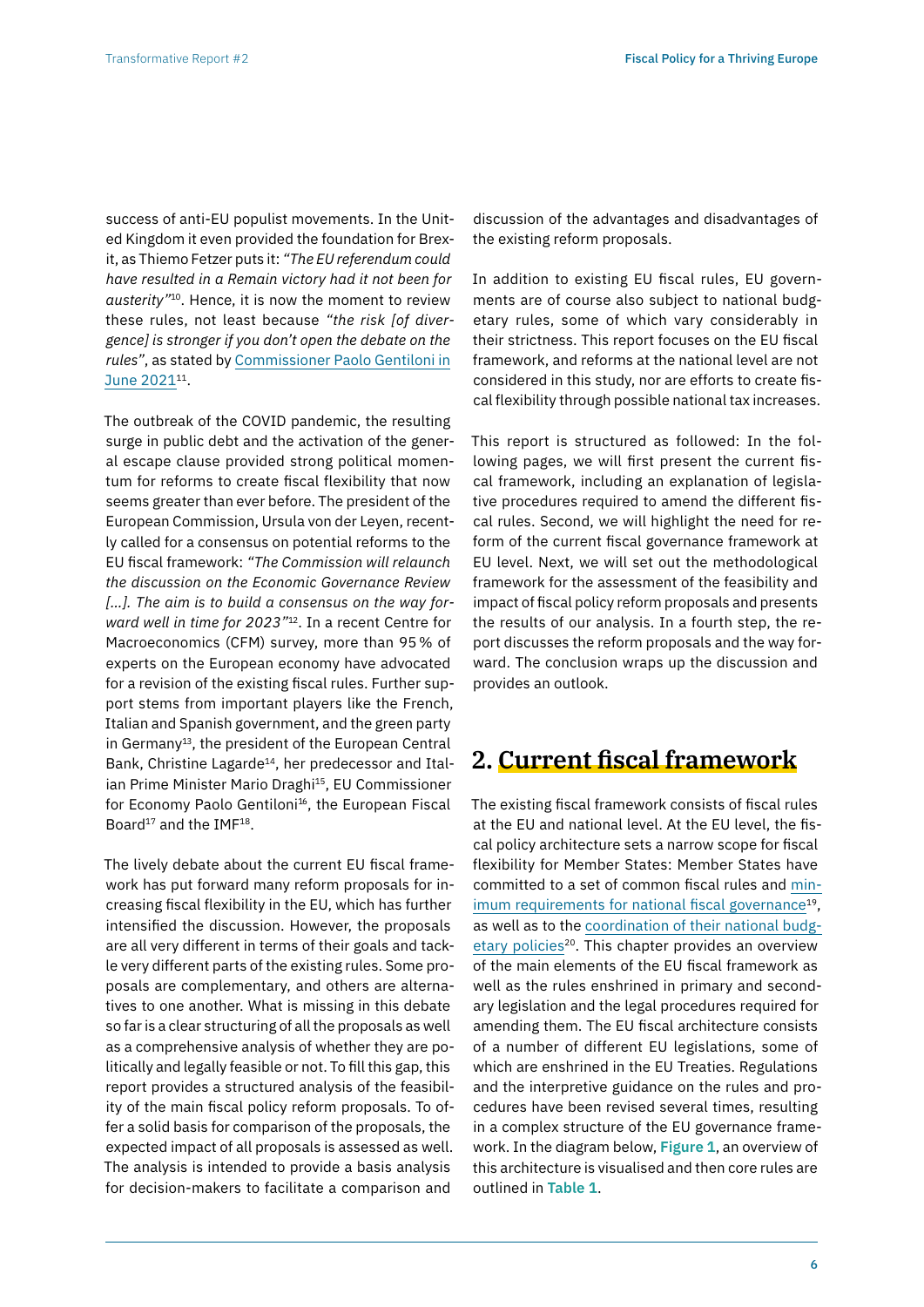success of anti-EU populist movements. In the United Kingdom it even provided the foundation for Brexit, as Thiemo Fetzer puts it: *"The EU referendum could have resulted in a Remain victory had it not been for austerity"*[10]. Hence, it is now the moment to review these rules, not least because *"the risk [of divergence] is stronger if you don't open the debate on the rules"*, as stated by Commissioner Paolo Gentiloni in June 2021[11].

The outbreak of the COVID pandemic, the resulting surge in public debt and the activation of the general escape clause provided strong political momentum for reforms to create fiscal flexibility that now seems greater than ever before. The president of the European Commission, Ursula von der Leyen, recently called for a consensus on potential reforms to the EU fiscal framework: *"The Commission will relaunch the discussion on the Economic Governance Review [...]. The aim is to build a consensus on the way forward well in time for 2023"*[12]. In a recent Centre for Macroeconomics (CFM) survey, more than 95 % of experts on the European economy have advocated for a revision of the existing fiscal rules. Further support stems from important players like the French, Italian and Spanish government, and the green party in Germany[13], the president of the European Central Bank, Christine Lagarde[14], her predecessor and Italian Prime Minister Mario Draghi[15], EU Commissioner for Economy Paolo Gentiloni[16], the European Fiscal Board[17] and the IMF[18].

The lively debate about the current EU fiscal framework has put forward many reform proposals for increasing fiscal flexibility in the EU, which has further intensified the discussion. However, the proposals are all very different in terms of their goals and tackle very different parts of the existing rules. Some proposals are complementary, and others are alternatives to one another. What is missing in this debate so far is a clear structuring of all the proposals as well as a comprehensive analysis of whether they are politically and legally feasible or not. To fill this gap, this report provides a structured analysis of the feasibility of the main fiscal policy reform proposals. To offer a solid basis for comparison of the proposals, the expected impact of all proposals is assessed as well. The analysis is intended to provide a basis analysis for decision-makers to facilitate a comparison and discussion of the advantages and disadvantages of the existing reform proposals.

In addition to existing EU fiscal rules, EU governments are of course also subject to national budgetary rules, some of which vary considerably in their strictness. This report focuses on the EU fiscal framework, and reforms at the national level are not considered in this study, nor are efforts to create fiscal flexibility through possible national tax increases.

This report is structured as followed: In the following pages, we will first present the current fiscal framework, including an explanation of legislative procedures required to amend the different fiscal rules. Second, we will highlight the need for reform of the current fiscal governance framework at EU level. Next, we will set out the methodological framework for the assessment of the feasibility and impact of fiscal policy reform proposals and presents the results of our analysis. In a fourth step, the report discusses the reform proposals and the way forward. The conclusion wraps up the discussion and provides an outlook.

## 2. Current fiscal framework

The existing fiscal framework consists of fiscal rules at the EU and national level. At the EU level, the fiscal policy architecture sets a narrow scope for fiscal flexibility for Member States: Member States have committed to a set of common fiscal rules and minimum requirements for national fiscal governance[19], as well as to the coordination of their national budgetary policies[20]. This chapter provides an overview of the main elements of the EU fiscal framework as well as the rules enshrined in primary and secondary legislation and the legal procedures required for amending them. The EU fiscal architecture consists of a number of different EU legislations, some of which are enshrined in the EU Treaties. Regulations and the interpretive guidance on the rules and procedures have been revised several times, resulting in a complex structure of the EU governance framework. In the diagram below, **Figure 1**, an overview of this architecture is visualised and then core rules are outlined in **Table 1**.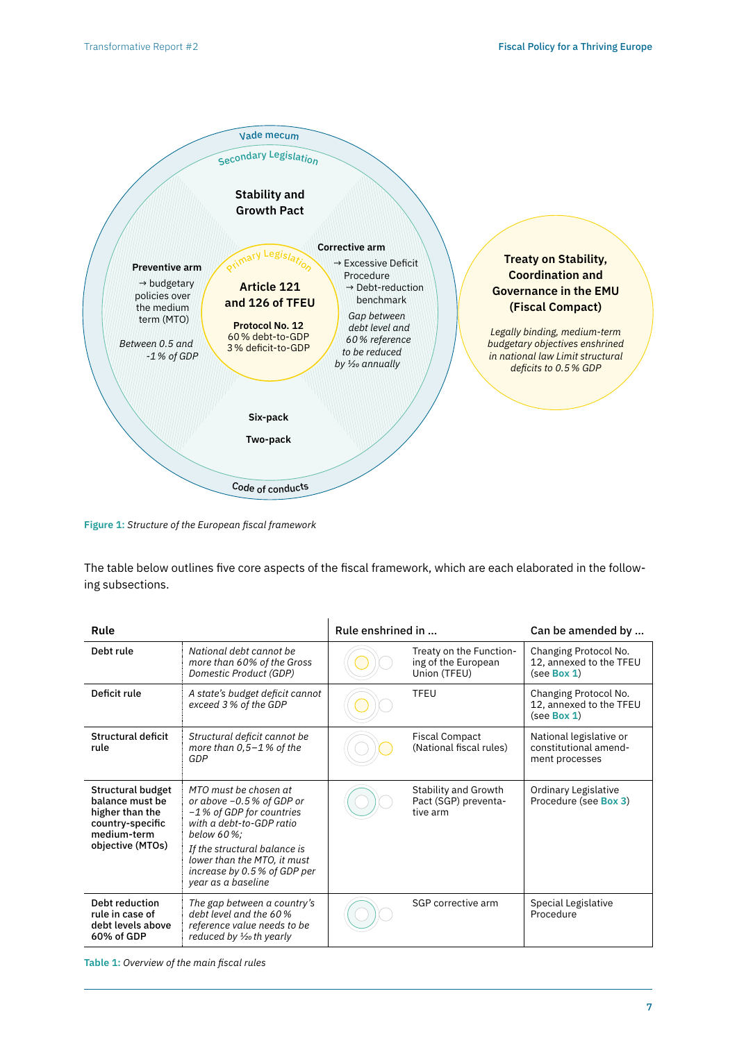Vade mecum

Secondary Legislation

**Stability and Growth Pact**

**Preventive arm**
→ budgetary policies over the medium term (MTO)

*Between 0.5 and -1 % of GDP*

**Corrective arm**
→ Excessive Deficit Procedure
→ Debt-reduction benchmark

*Gap between debt level and 60 % reference to be reduced by 1⁄20 annually*

Primary Legislation

**Article 121 and 126 of TFEU**

**Protocol No. 12**
60 % debt-to-GDP
3 % deficit-to-GDP

**Six-pack**

**Two-pack**

Code of conducts

**Treaty on Stability, Coordination and Governance in the EMU (Fiscal Compact)**

*Legally binding, medium-term budgetary objectives enshrined in national law Limit structural deficits to 0.5 % GDP*

**Figure 1:** *Structure of the European fiscal framework*

The table below outlines five core aspects of the fiscal framework, which are each elaborated in the following subsections.

| Rule | | Rule enshrined in ... | Can be amended by ... |
|---|---|---|---|
| **Debt rule** | *National debt cannot be more than 60% of the Gross Domestic Product (GDP)* | Treaty on the Functioning of the European Union (TFEU) | Changing Protocol No. 12, annexed to the TFEU (see **Box 1**) |
| **Deficit rule** | *A state's budget deficit cannot exceed 3 % of the GDP* | TFEU | Changing Protocol No. 12, annexed to the TFEU (see **Box 1**) |
| **Structural deficit rule** | *Structural deficit cannot be more than 0,5–1 % of the GDP* | Fiscal Compact (National fiscal rules) | National legislative or constitutional amendment processes |
| **Structural budget balance must be higher than the country-specific medium-term objective (MTOs)** | *MTO must be chosen at or above −0.5 % of GDP or −1 % of GDP for countries with a debt-to-GDP ratio below 60 %;* *If the structural balance is lower than the MTO, it must increase by 0.5 % of GDP per year as a baseline* | Stability and Growth Pact (SGP) preventative arm | Ordinary Legislative Procedure (see **Box 3**) |
| **Debt reduction rule in case of debt levels above 60% of GDP** | *The gap between a country's debt level and the 60 % reference value needs to be reduced by 1⁄20 th yearly* | SGP corrective arm | Special Legislative Procedure |

**Table 1:** *Overview of the main fiscal rules*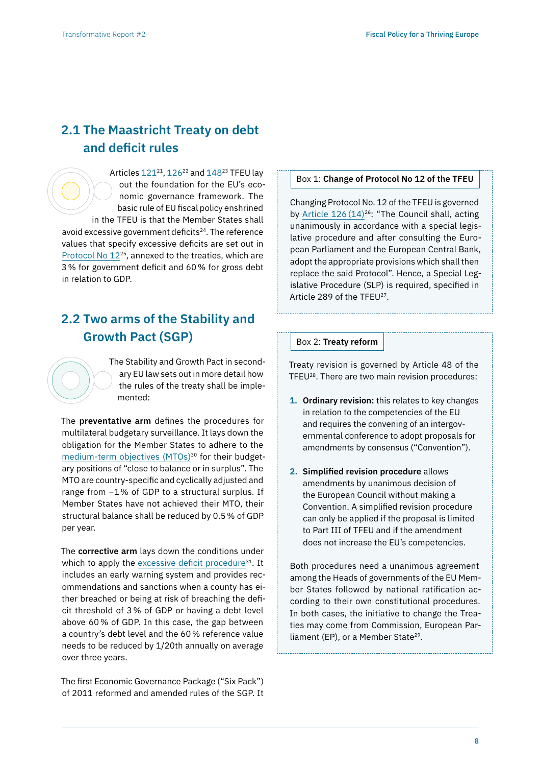## 2.1 The Maastricht Treaty on debt and deficit rules

Articles 121[21], 126[22] and 148[23] TFEU lay out the foundation for the EU's economic governance framework. The basic rule of EU fiscal policy enshrined in the TFEU is that the Member States shall avoid excessive government deficits[24]. The reference values that specify excessive deficits are set out in Protocol No 12[25], annexed to the treaties, which are 3 % for government deficit and 60 % for gross debt in relation to GDP.

## 2.2 Two arms of the Stability and Growth Pact (SGP)

The Stability and Growth Pact in secondary EU law sets out in more detail how the rules of the treaty shall be implemented:

The **preventative arm** defines the procedures for multilateral budgetary surveillance. It lays down the obligation for the Member States to adhere to the medium-term objectives (MTOs)[30] for their budgetary positions of "close to balance or in surplus". The MTO are country-specific and cyclically adjusted and range from −1 % of GDP to a structural surplus. If Member States have not achieved their MTO, their structural balance shall be reduced by 0.5 % of GDP per year.

The **corrective arm** lays down the conditions under which to apply the excessive deficit procedure[31]. It includes an early warning system and provides recommendations and sanctions when a county has either breached or being at risk of breaching the deficit threshold of 3 % of GDP or having a debt level above 60 % of GDP. In this case, the gap between a country's debt level and the 60 % reference value needs to be reduced by 1/20th annually on average over three years.

The first Economic Governance Package ("Six Pack") of 2011 reformed and amended rules of the SGP. It

---

**Box 1: Change of Protocol No 12 of the TFEU**

Changing Protocol No. 12 of the TFEU is governed by Article 126 (14)[26]: "The Council shall, acting unanimously in accordance with a special legislative procedure and after consulting the European Parliament and the European Central Bank, adopt the appropriate provisions which shall then replace the said Protocol". Hence, a Special Legislative Procedure (SLP) is required, specified in Article 289 of the TFEU[27].

---

**Box 2: Treaty reform**

Treaty revision is governed by Article 48 of the TFEU[28]. There are two main revision procedures:

1. **Ordinary revision:** this relates to key changes in relation to the competencies of the EU and requires the convening of an intergovernmental conference to adopt proposals for amendments by consensus ("Convention").

2. **Simplified revision procedure** allows amendments by unanimous decision of the European Council without making a Convention. A simplified revision procedure can only be applied if the proposal is limited to Part III of TFEU and if the amendment does not increase the EU's competencies.

Both procedures need a unanimous agreement among the Heads of governments of the EU Member States followed by national ratification according to their own constitutional procedures. In both cases, the initiative to change the Treaties may come from Commission, European Parliament (EP), or a Member State[29].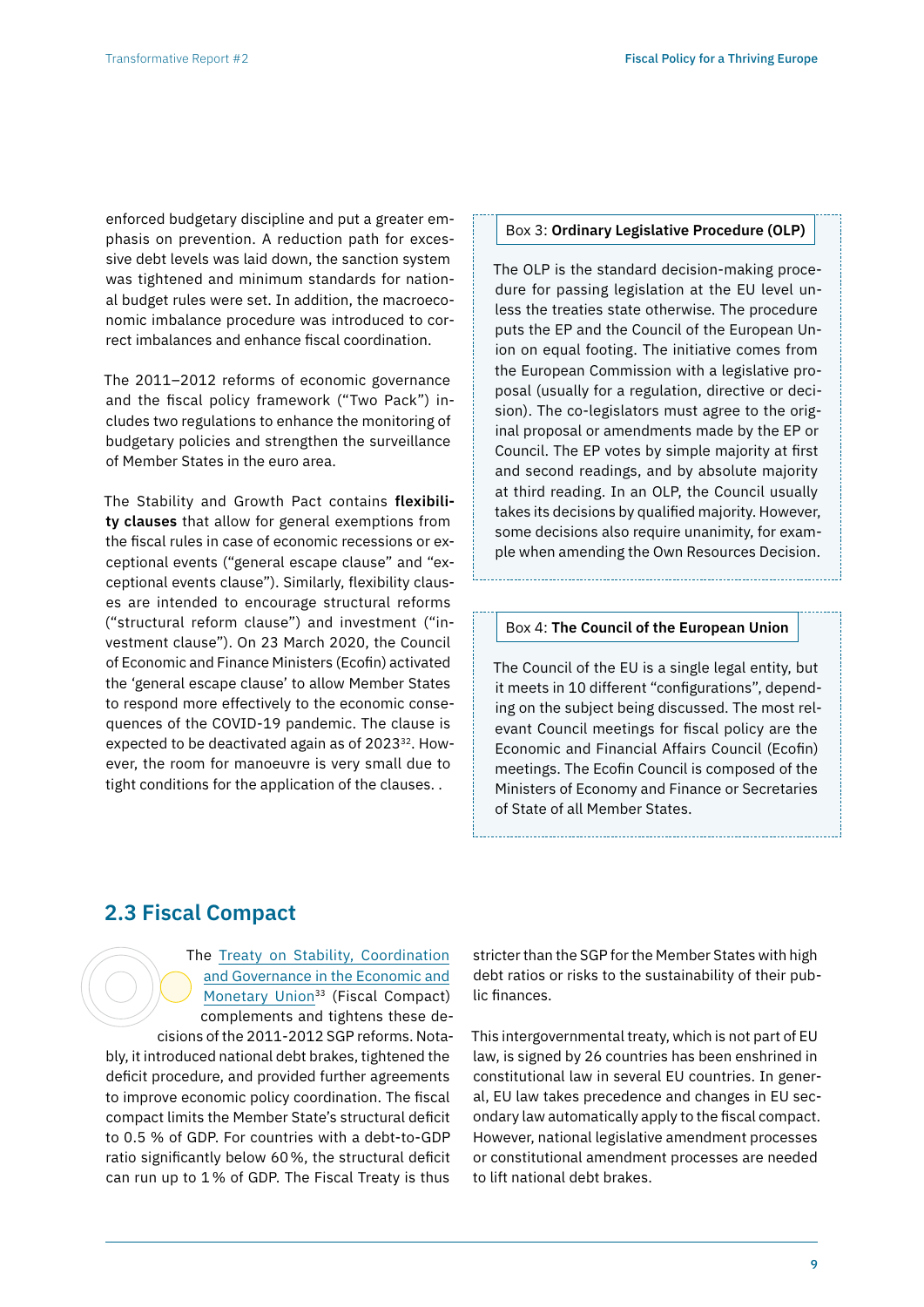enforced budgetary discipline and put a greater emphasis on prevention. A reduction path for excessive debt levels was laid down, the sanction system was tightened and minimum standards for national budget rules were set. In addition, the macroeconomic imbalance procedure was introduced to correct imbalances and enhance fiscal coordination.

The 2011–2012 reforms of economic governance and the fiscal policy framework ("Two Pack") includes two regulations to enhance the monitoring of budgetary policies and strengthen the surveillance of Member States in the euro area.

The Stability and Growth Pact contains **flexibility clauses** that allow for general exemptions from the fiscal rules in case of economic recessions or exceptional events ("general escape clause" and "exceptional events clause"). Similarly, flexibility clauses are intended to encourage structural reforms ("structural reform clause") and investment ("investment clause"). On 23 March 2020, the Council of Economic and Finance Ministers (Ecofin) activated the 'general escape clause' to allow Member States to respond more effectively to the economic consequences of the COVID-19 pandemic. The clause is expected to be deactivated again as of 2023[32]. However, the room for manoeuvre is very small due to tight conditions for the application of the clauses. .

> Box 3: **Ordinary Legislative Procedure (OLP)**
>
> The OLP is the standard decision-making procedure for passing legislation at the EU level unless the treaties state otherwise. The procedure puts the EP and the Council of the European Union on equal footing. The initiative comes from the European Commission with a legislative proposal (usually for a regulation, directive or decision). The co-legislators must agree to the original proposal or amendments made by the EP or Council. The EP votes by simple majority at first and second readings, and by absolute majority at third reading. In an OLP, the Council usually takes its decisions by qualified majority. However, some decisions also require unanimity, for example when amending the Own Resources Decision.

> Box 4: **The Council of the European Union**
>
> The Council of the EU is a single legal entity, but it meets in 10 different "configurations", depending on the subject being discussed. The most relevant Council meetings for fiscal policy are the Economic and Financial Affairs Council (Ecofin) meetings. The Ecofin Council is composed of the Ministers of Economy and Finance or Secretaries of State of all Member States.

## 2.3 Fiscal Compact

The Treaty on Stability, Coordination and Governance in the Economic and Monetary Union[33] (Fiscal Compact) complements and tightens these decisions of the 2011-2012 SGP reforms. Notably, it introduced national debt brakes, tightened the deficit procedure, and provided further agreements to improve economic policy coordination. The fiscal compact limits the Member State's structural deficit to 0.5 % of GDP. For countries with a debt-to-GDP ratio significantly below 60 %, the structural deficit can run up to 1 % of GDP. The Fiscal Treaty is thus stricter than the SGP for the Member States with high debt ratios or risks to the sustainability of their public finances.

This intergovernmental treaty, which is not part of EU law, is signed by 26 countries has been enshrined in constitutional law in several EU countries. In general, EU law takes precedence and changes in EU secondary law automatically apply to the fiscal compact. However, national legislative amendment processes or constitutional amendment processes are needed to lift national debt brakes.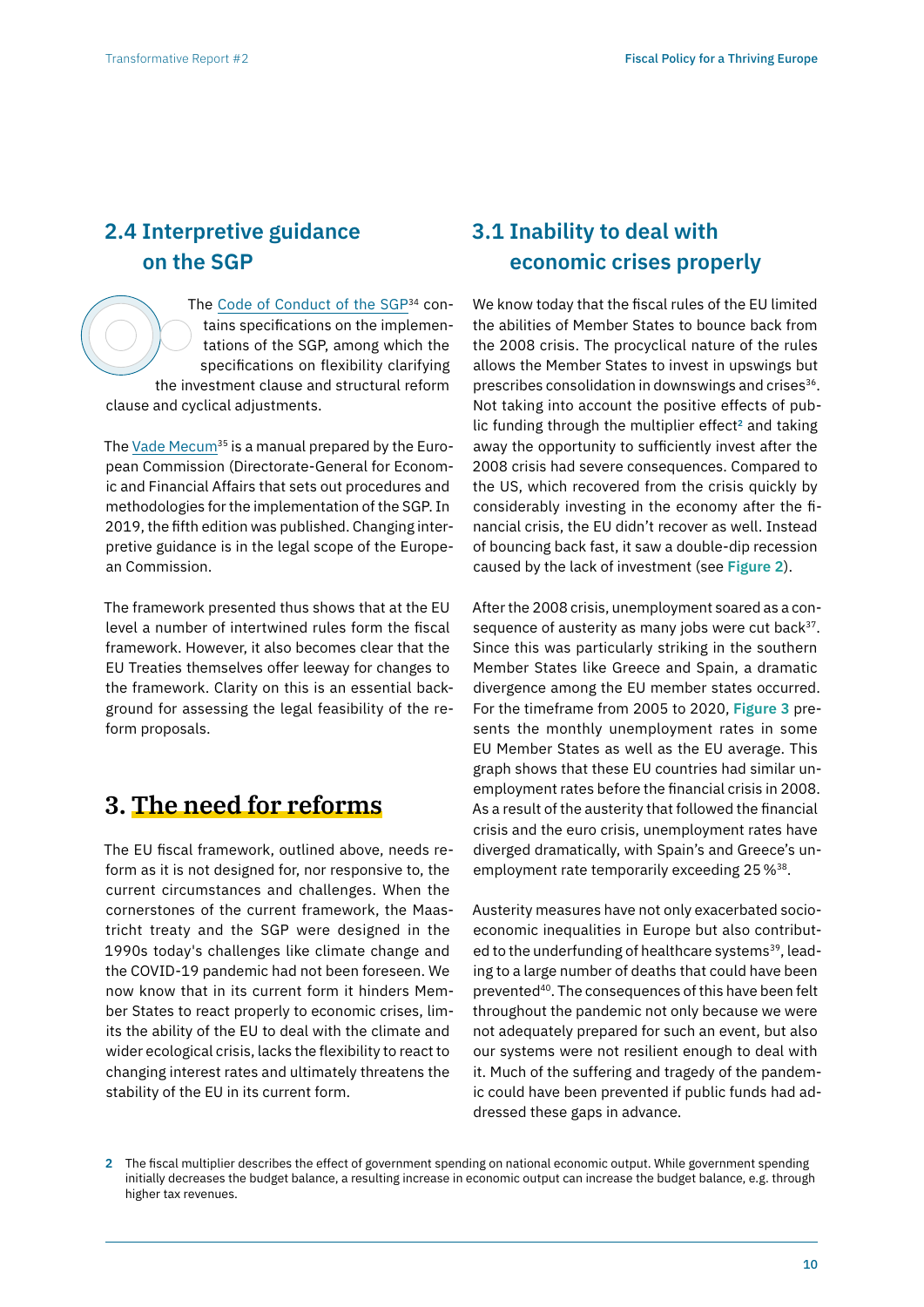## 2.4 Interpretive guidance on the SGP

The Code of Conduct of the SGP[34] contains specifications on the implementations of the SGP, among which the specifications on flexibility clarifying the investment clause and structural reform clause and cyclical adjustments.

The Vade Mecum[35] is a manual prepared by the European Commission (Directorate-General for Economic and Financial Affairs that sets out procedures and methodologies for the implementation of the SGP. In 2019, the fifth edition was published. Changing interpretive guidance is in the legal scope of the European Commission.

The framework presented thus shows that at the EU level a number of intertwined rules form the fiscal framework. However, it also becomes clear that the EU Treaties themselves offer leeway for changes to the framework. Clarity on this is an essential background for assessing the legal feasibility of the reform proposals.

# 3. The need for reforms

The EU fiscal framework, outlined above, needs reform as it is not designed for, nor responsive to, the current circumstances and challenges. When the cornerstones of the current framework, the Maastricht treaty and the SGP were designed in the 1990s today's challenges like climate change and the COVID-19 pandemic had not been foreseen. We now know that in its current form it hinders Member States to react properly to economic crises, limits the ability of the EU to deal with the climate and wider ecological crisis, lacks the flexibility to react to changing interest rates and ultimately threatens the stability of the EU in its current form.

## 3.1 Inability to deal with economic crises properly

We know today that the fiscal rules of the EU limited the abilities of Member States to bounce back from the 2008 crisis. The procyclical nature of the rules allows the Member States to invest in upswings but prescribes consolidation in downswings and crises[36]. Not taking into account the positive effects of public funding through the multiplier effect[2] and taking away the opportunity to sufficiently invest after the 2008 crisis had severe consequences. Compared to the US, which recovered from the crisis quickly by considerably investing in the economy after the financial crisis, the EU didn't recover as well. Instead of bouncing back fast, it saw a double-dip recession caused by the lack of investment (see **Figure 2**).

After the 2008 crisis, unemployment soared as a consequence of austerity as many jobs were cut back[37]. Since this was particularly striking in the southern Member States like Greece and Spain, a dramatic divergence among the EU member states occurred. For the timeframe from 2005 to 2020, **Figure 3** presents the monthly unemployment rates in some EU Member States as well as the EU average. This graph shows that these EU countries had similar unemployment rates before the financial crisis in 2008. As a result of the austerity that followed the financial crisis and the euro crisis, unemployment rates have diverged dramatically, with Spain's and Greece's unemployment rate temporarily exceeding 25 %[38].

Austerity measures have not only exacerbated socioeconomic inequalities in Europe but also contributed to the underfunding of healthcare systems[39], leading to a large number of deaths that could have been prevented[40]. The consequences of this have been felt throughout the pandemic not only because we were not adequately prepared for such an event, but also our systems were not resilient enough to deal with it. Much of the suffering and tragedy of the pandemic could have been prevented if public funds had addressed these gaps in advance.

2 The fiscal multiplier describes the effect of government spending on national economic output. While government spending initially decreases the budget balance, a resulting increase in economic output can increase the budget balance, e.g. through higher tax revenues.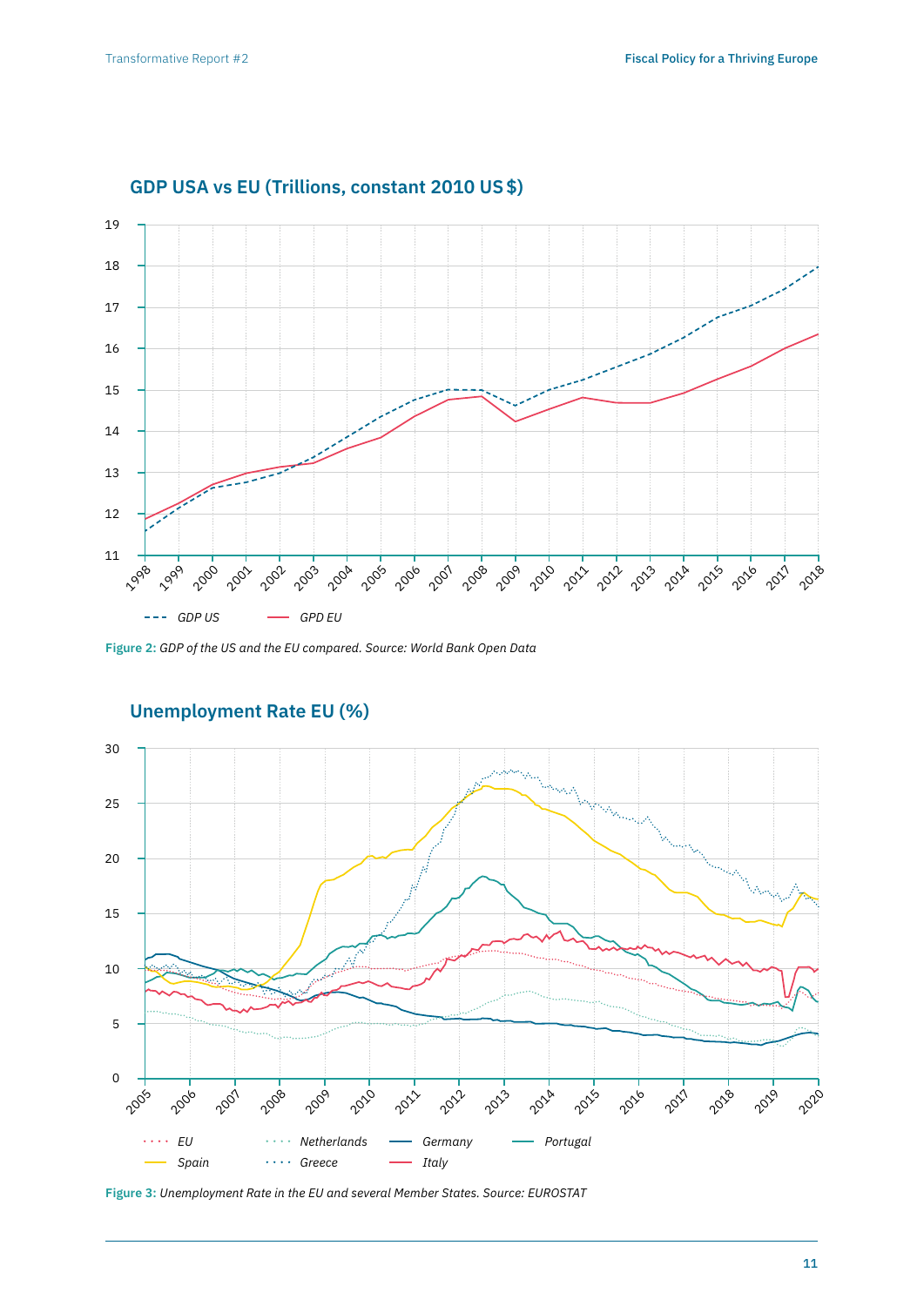## GDP USA vs EU (Trillions, constant 2010 US $)

Figure 2: *GDP of the US and the EU compared. Source: World Bank Open Data*

## Unemployment Rate EU (%)

Figure 3: *Unemployment Rate in the EU and several Member States. Source: EUROSTAT*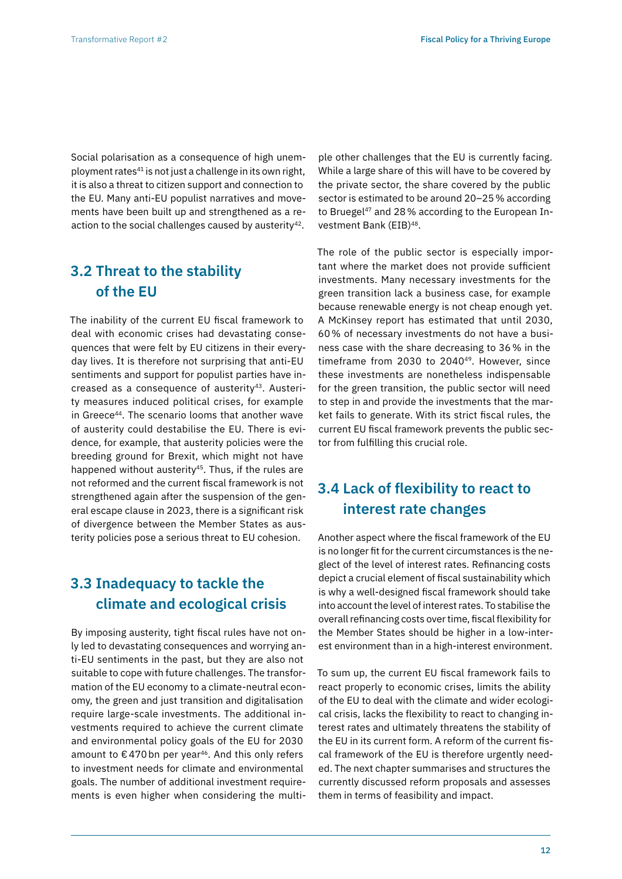Social polarisation as a consequence of high unemployment rates[41] is not just a challenge in its own right, it is also a threat to citizen support and connection to the EU. Many anti-EU populist narratives and movements have been built up and strengthened as a reaction to the social challenges caused by austerity[42].

## 3.2 Threat to the stability of the EU

The inability of the current EU fiscal framework to deal with economic crises had devastating consequences that were felt by EU citizens in their everyday lives. It is therefore not surprising that anti-EU sentiments and support for populist parties have increased as a consequence of austerity[43]. Austerity measures induced political crises, for example in Greece[44]. The scenario looms that another wave of austerity could destabilise the EU. There is evidence, for example, that austerity policies were the breeding ground for Brexit, which might not have happened without austerity[45]. Thus, if the rules are not reformed and the current fiscal framework is not strengthened again after the suspension of the general escape clause in 2023, there is a significant risk of divergence between the Member States as austerity policies pose a serious threat to EU cohesion.

## 3.3 Inadequacy to tackle the climate and ecological crisis

By imposing austerity, tight fiscal rules have not only led to devastating consequences and worrying anti-EU sentiments in the past, but they are also not suitable to cope with future challenges. The transformation of the EU economy to a climate-neutral economy, the green and just transition and digitalisation require large-scale investments. The additional investments required to achieve the current climate and environmental policy goals of the EU for 2030 amount to € 470 bn per year[46]. And this only refers to investment needs for climate and environmental goals. The number of additional investment requirements is even higher when considering the multiple other challenges that the EU is currently facing. While a large share of this will have to be covered by the private sector, the share covered by the public sector is estimated to be around 20–25 % according to Bruegel[47] and 28 % according to the European Investment Bank (EIB)[48].

The role of the public sector is especially important where the market does not provide sufficient investments. Many necessary investments for the green transition lack a business case, for example because renewable energy is not cheap enough yet. A McKinsey report has estimated that until 2030, 60 % of necessary investments do not have a business case with the share decreasing to 36 % in the timeframe from 2030 to 2040[49]. However, since these investments are nonetheless indispensable for the green transition, the public sector will need to step in and provide the investments that the market fails to generate. With its strict fiscal rules, the current EU fiscal framework prevents the public sector from fulfilling this crucial role.

## 3.4 Lack of flexibility to react to interest rate changes

Another aspect where the fiscal framework of the EU is no longer fit for the current circumstances is the neglect of the level of interest rates. Refinancing costs depict a crucial element of fiscal sustainability which is why a well-designed fiscal framework should take into account the level of interest rates. To stabilise the overall refinancing costs over time, fiscal flexibility for the Member States should be higher in a low-interest environment than in a high-interest environment.

To sum up, the current EU fiscal framework fails to react properly to economic crises, limits the ability of the EU to deal with the climate and wider ecological crisis, lacks the flexibility to react to changing interest rates and ultimately threatens the stability of the EU in its current form. A reform of the current fiscal framework of the EU is therefore urgently needed. The next chapter summarises and structures the currently discussed reform proposals and assesses them in terms of feasibility and impact.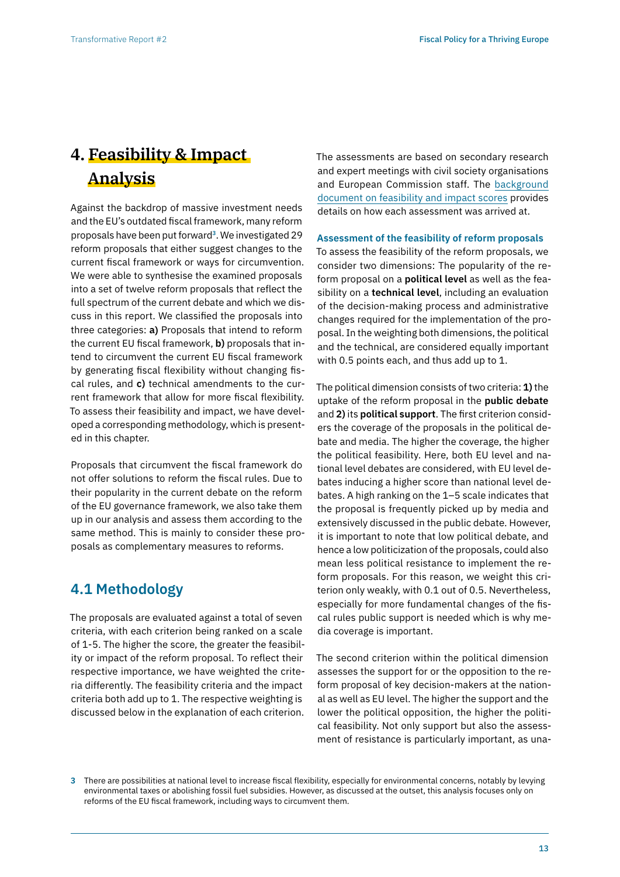# 4. Feasibility & Impact Analysis

Against the backdrop of massive investment needs and the EU's outdated fiscal framework, many reform proposals have been put forward[3]. We investigated 29 reform proposals that either suggest changes to the current fiscal framework or ways for circumvention. We were able to synthesise the examined proposals into a set of twelve reform proposals that reflect the full spectrum of the current debate and which we discuss in this report. We classified the proposals into three categories: **a)** Proposals that intend to reform the current EU fiscal framework, **b)** proposals that intend to circumvent the current EU fiscal framework by generating fiscal flexibility without changing fiscal rules, and **c)** technical amendments to the current framework that allow for more fiscal flexibility. To assess their feasibility and impact, we have developed a corresponding methodology, which is presented in this chapter.

Proposals that circumvent the fiscal framework do not offer solutions to reform the fiscal rules. Due to their popularity in the current debate on the reform of the EU governance framework, we also take them up in our analysis and assess them according to the same method. This is mainly to consider these proposals as complementary measures to reforms.

## 4.1 Methodology

The proposals are evaluated against a total of seven criteria, with each criterion being ranked on a scale of 1-5. The higher the score, the greater the feasibility or impact of the reform proposal. To reflect their respective importance, we have weighted the criteria differently. The feasibility criteria and the impact criteria both add up to 1. The respective weighting is discussed below in the explanation of each criterion.

The assessments are based on secondary research and expert meetings with civil society organisations and European Commission staff. The background document on feasibility and impact scores provides details on how each assessment was arrived at.

### Assessment of the feasibility of reform proposals

To assess the feasibility of the reform proposals, we consider two dimensions: The popularity of the reform proposal on a **political level** as well as the feasibility on a **technical level**, including an evaluation of the decision-making process and administrative changes required for the implementation of the proposal. In the weighting both dimensions, the political and the technical, are considered equally important with 0.5 points each, and thus add up to 1.

The political dimension consists of two criteria: **1)** the uptake of the reform proposal in the **public debate** and **2)** its **political support**. The first criterion considers the coverage of the proposals in the political debate and media. The higher the coverage, the higher the political feasibility. Here, both EU level and national level debates are considered, with EU level debates inducing a higher score than national level debates. A high ranking on the 1–5 scale indicates that the proposal is frequently picked up by media and extensively discussed in the public debate. However, it is important to note that low political debate, and hence a low politicization of the proposals, could also mean less political resistance to implement the reform proposals. For this reason, we weight this criterion only weakly, with 0.1 out of 0.5. Nevertheless, especially for more fundamental changes of the fiscal rules public support is needed which is why media coverage is important.

The second criterion within the political dimension assesses the support for or the opposition to the reform proposal of key decision-makers at the national as well as EU level. The higher the support and the lower the political opposition, the higher the political feasibility. Not only support but also the assessment of resistance is particularly important, as una-

[3] There are possibilities at national level to increase fiscal flexibility, especially for environmental concerns, notably by levying environmental taxes or abolishing fossil fuel subsidies. However, as discussed at the outset, this analysis focuses only on reforms of the EU fiscal framework, including ways to circumvent them.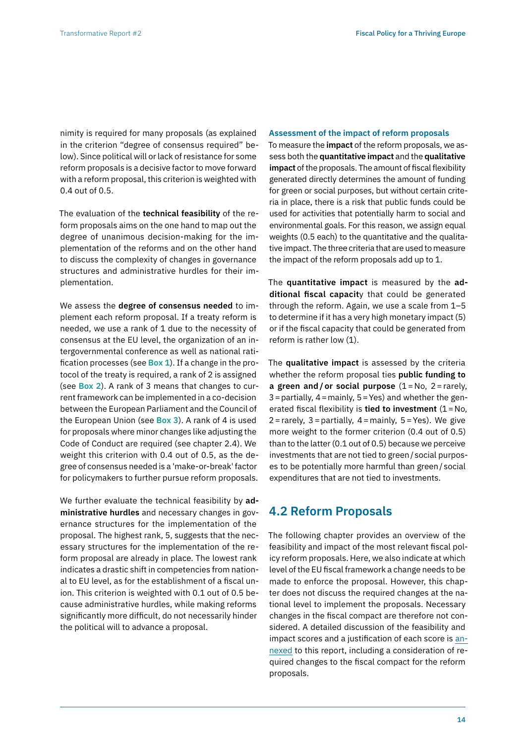nimity is required for many proposals (as explained in the criterion "degree of consensus required" below). Since political will or lack of resistance for some reform proposals is a decisive factor to move forward with a reform proposal, this criterion is weighted with 0.4 out of 0.5.

The evaluation of the **technical feasibility** of the reform proposals aims on the one hand to map out the degree of unanimous decision-making for the implementation of the reforms and on the other hand to discuss the complexity of changes in governance structures and administrative hurdles for their implementation.

We assess the **degree of consensus needed** to implement each reform proposal. If a treaty reform is needed, we use a rank of 1 due to the necessity of consensus at the EU level, the organization of an intergovernmental conference as well as national ratification processes (see **Box 1**). If a change in the protocol of the treaty is required, a rank of 2 is assigned (see **Box 2**). A rank of 3 means that changes to current framework can be implemented in a co-decision between the European Parliament and the Council of the European Union (see **Box 3**). A rank of 4 is used for proposals where minor changes like adjusting the Code of Conduct are required (see chapter 2.4). We weight this criterion with 0.4 out of 0.5, as the degree of consensus needed is a 'make-or-break' factor for policymakers to further pursue reform proposals.

We further evaluate the technical feasibility by **administrative hurdles** and necessary changes in governance structures for the implementation of the proposal. The highest rank, 5, suggests that the necessary structures for the implementation of the reform proposal are already in place. The lowest rank indicates a drastic shift in competencies from national to EU level, as for the establishment of a fiscal union. This criterion is weighted with 0.1 out of 0.5 because administrative hurdles, while making reforms significantly more difficult, do not necessarily hinder the political will to advance a proposal.

### Assessment of the impact of reform proposals

To measure the **impact** of the reform proposals, we assess both the **quantitative impact** and the **qualitative impact** of the proposals. The amount of fiscal flexibility generated directly determines the amount of funding for green or social purposes, but without certain criteria in place, there is a risk that public funds could be used for activities that potentially harm to social and environmental goals. For this reason, we assign equal weights (0.5 each) to the quantitative and the qualitative impact. The three criteria that are used to measure the impact of the reform proposals add up to 1.

The **quantitative impact** is measured by the **additional fiscal capacity** that could be generated through the reform. Again, we use a scale from 1–5 to determine if it has a very high monetary impact (5) or if the fiscal capacity that could be generated from reform is rather low (1).

The **qualitative impact** is assessed by the criteria whether the reform proposal ties **public funding to a green and / or social purpose** (1 = No, 2 = rarely, 3 = partially, 4 = mainly, 5 = Yes) and whether the generated fiscal flexibility is **tied to investment** (1 = No, 2 = rarely, 3 = partially, 4 = mainly, 5 = Yes). We give more weight to the former criterion (0.4 out of 0.5) than to the latter (0.1 out of 0.5) because we perceive investments that are not tied to green / social purposes to be potentially more harmful than green / social expenditures that are not tied to investments.

## 4.2 Reform Proposals

The following chapter provides an overview of the feasibility and impact of the most relevant fiscal policy reform proposals. Here, we also indicate at which level of the EU fiscal framework a change needs to be made to enforce the proposal. However, this chapter does not discuss the required changes at the national level to implement the proposals. Necessary changes in the fiscal compact are therefore not considered. A detailed discussion of the feasibility and impact scores and a justification of each score is annexed to this report, including a consideration of required changes to the fiscal compact for the reform proposals.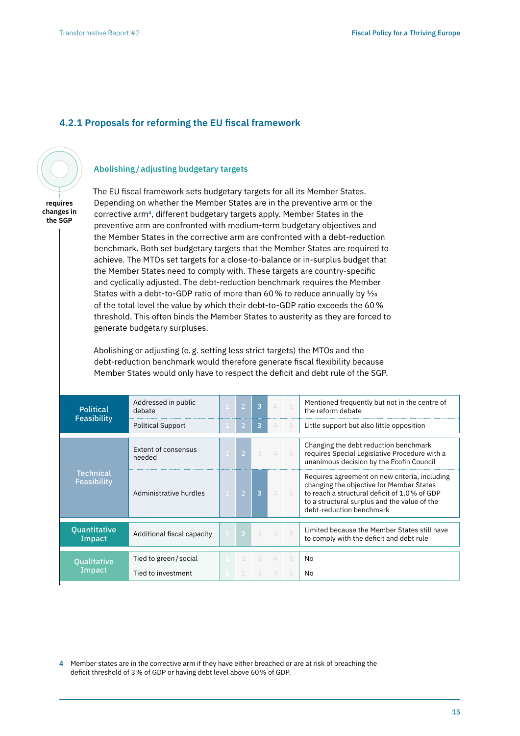### 4.2.1 Proposals for reforming the EU fiscal framework

**requires changes in the SGP**

#### Abolishing / adjusting budgetary targets

The EU fiscal framework sets budgetary targets for all its Member States. Depending on whether the Member States are in the preventive arm or the corrective arm[4], different budgetary targets apply. Member States in the preventive arm are confronted with medium-term budgetary objectives and the Member States in the corrective arm are confronted with a debt-reduction benchmark. Both set budgetary targets that the Member States are required to achieve. The MTOs set targets for a close-to-balance or in-surplus budget that the Member States need to comply with. These targets are country-specific and cyclically adjusted. The debt-reduction benchmark requires the Member States with a debt-to-GDP ratio of more than 60 % to reduce annually by 1⁄20 of the total level the value by which their debt-to-GDP ratio exceeds the 60 % threshold. This often binds the Member States to austerity as they are forced to generate budgetary surpluses.

Abolishing or adjusting (e. g. setting less strict targets) the MTOs and the debt-reduction benchmark would therefore generate fiscal flexibility because Member States would only have to respect the deficit and debt rule of the SGP.

| Category | Criterion | Score (1–5) | Assessment |
|---|---|---|---|
| Political Feasibility | Addressed in public debate | 3 | Mentioned frequently but not in the centre of the reform debate |
| | Political Support | 3 | Little support but also little opposition |
| Technical Feasibility | Extent of consensus needed | 2 | Changing the debt reduction benchmark requires Special Legislative Procedure with a unanimous decision by the Ecofin Council |
| | Administrative hurdles | 3 | Requires agreement on new criteria, including changing the objective for Member States to reach a structural deficit of 1.0 % of GDP to a structural surplus and the value of the debt-reduction benchmark |
| Quantitative Impact | Additional fiscal capacity | 2 | Limited because the Member States still have to comply with the deficit and debt rule |
| Qualitative Impact | Tied to green / social | 1 | No |
| | Tied to investment | 1 | No |

4 Member states are in the corrective arm if they have either breached or are at risk of breaching the deficit threshold of 3 % of GDP or having debt level above 60 % of GDP.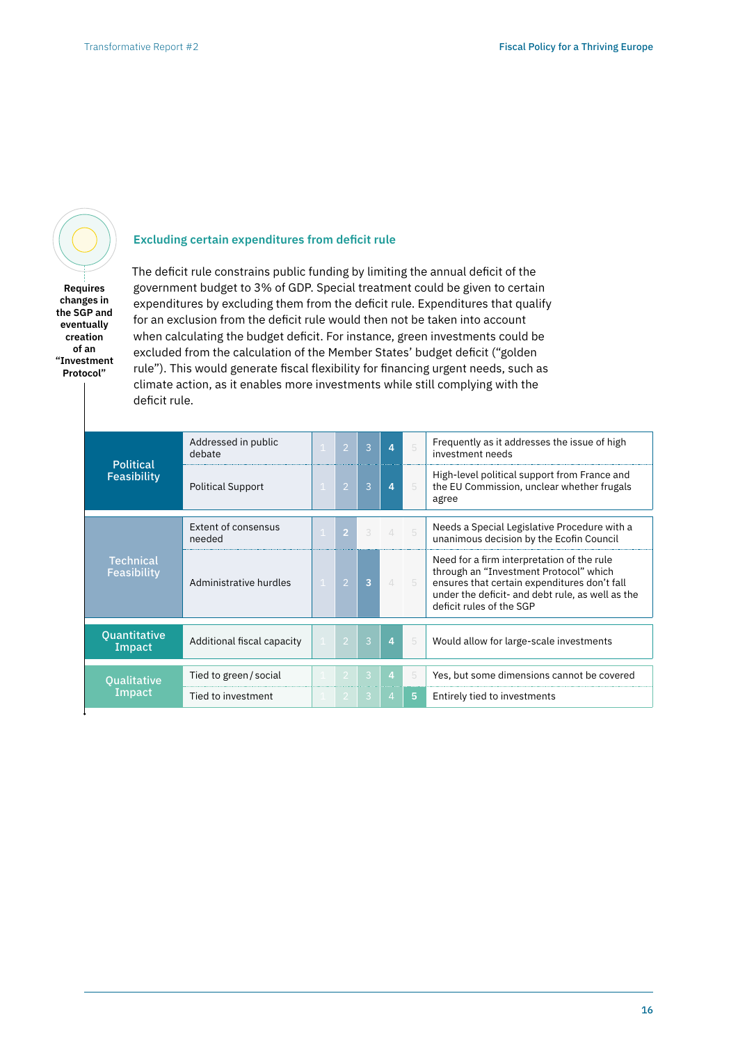**Requires changes in the SGP and eventually creation of an "Investment Protocol"**

### Excluding certain expenditures from deficit rule

The deficit rule constrains public funding by limiting the annual deficit of the government budget to 3% of GDP. Special treatment could be given to certain expenditures by excluding them from the deficit rule. Expenditures that qualify for an exclusion from the deficit rule would then not be taken into account when calculating the budget deficit. For instance, green investments could be excluded from the calculation of the Member States' budget deficit ("golden rule"). This would generate fiscal flexibility for financing urgent needs, such as climate action, as it enables more investments while still complying with the deficit rule.

| Category | Criterion | Score (1–5) | Comment |
|---|---|---|---|
| Political Feasibility | Addressed in public debate | 4 | Frequently as it addresses the issue of high investment needs |
| | Political Support | 4 | High-level political support from France and the EU Commission, unclear whether frugals agree |
| Technical Feasibility | Extent of consensus needed | 2 | Needs a Special Legislative Procedure with a unanimous decision by the Ecofin Council |
| | Administrative hurdles | 3 | Need for a firm interpretation of the rule through an "Investment Protocol" which ensures that certain expenditures don't fall under the deficit- and debt rule, as well as the deficit rules of the SGP |
| Quantitative Impact | Additional fiscal capacity | 4 | Would allow for large-scale investments |
| Qualitative Impact | Tied to green / social | 4 | Yes, but some dimensions cannot be covered |
| | Tied to investment | 5 | Entirely tied to investments |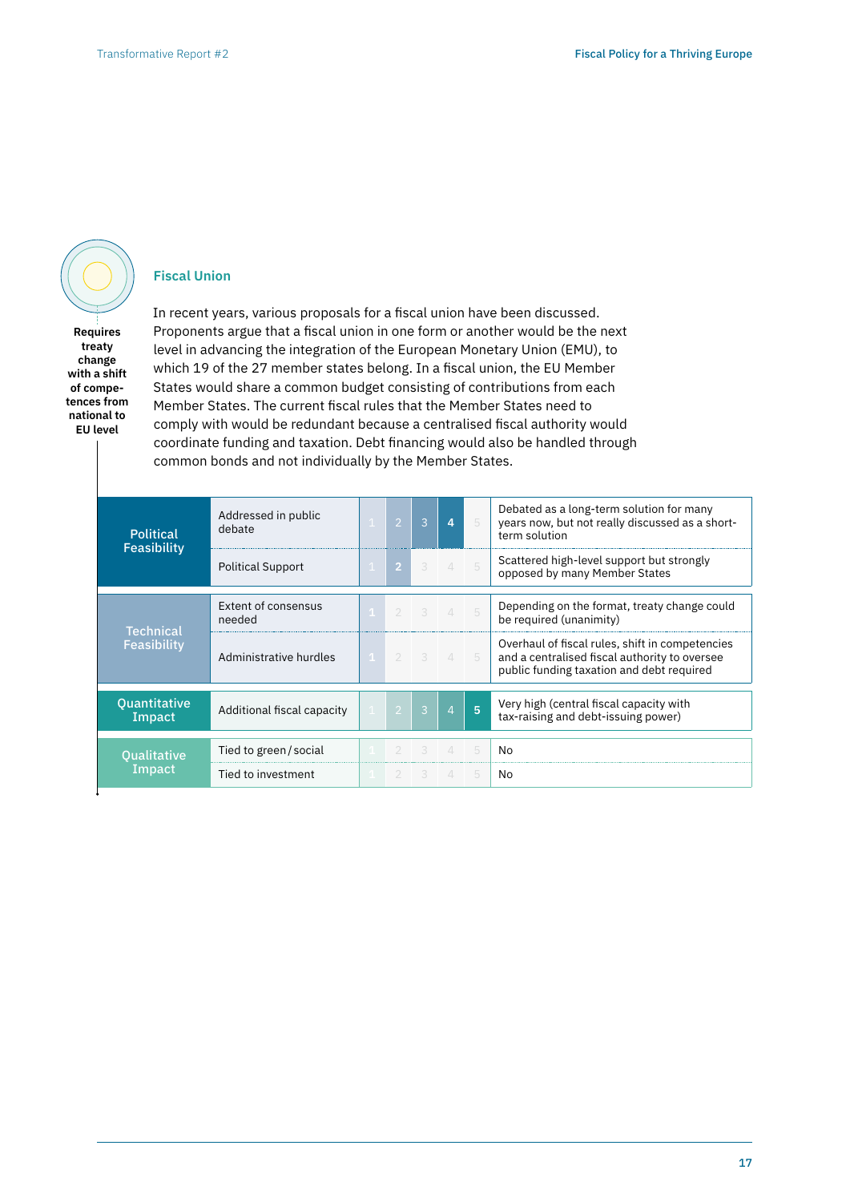## Fiscal Union

**Requires treaty change with a shift of competences from national to EU level**

In recent years, various proposals for a fiscal union have been discussed. Proponents argue that a fiscal union in one form or another would be the next level in advancing the integration of the European Monetary Union (EMU), to which 19 of the 27 member states belong. In a fiscal union, the EU Member States would share a common budget consisting of contributions from each Member States. The current fiscal rules that the Member States need to comply with would be redundant because a centralised fiscal authority would coordinate funding and taxation. Debt financing would also be handled through common bonds and not individually by the Member States.

| Category | Criterion | Score (1–5) | Comment |
|---|---|---|---|
| Political Feasibility | Addressed in public debate | 4 | Debated as a long-term solution for many years now, but not really discussed as a short-term solution |
| | Political Support | 2 | Scattered high-level support but strongly opposed by many Member States |
| Technical Feasibility | Extent of consensus needed | 1 | Depending on the format, treaty change could be required (unanimity) |
| | Administrative hurdles | 1 | Overhaul of fiscal rules, shift in competencies and a centralised fiscal authority to oversee public funding taxation and debt required |
| Quantitative Impact | Additional fiscal capacity | 5 | Very high (central fiscal capacity with tax-raising and debt-issuing power) |
| Qualitative Impact | Tied to green / social | | No |
| | Tied to investment | | No |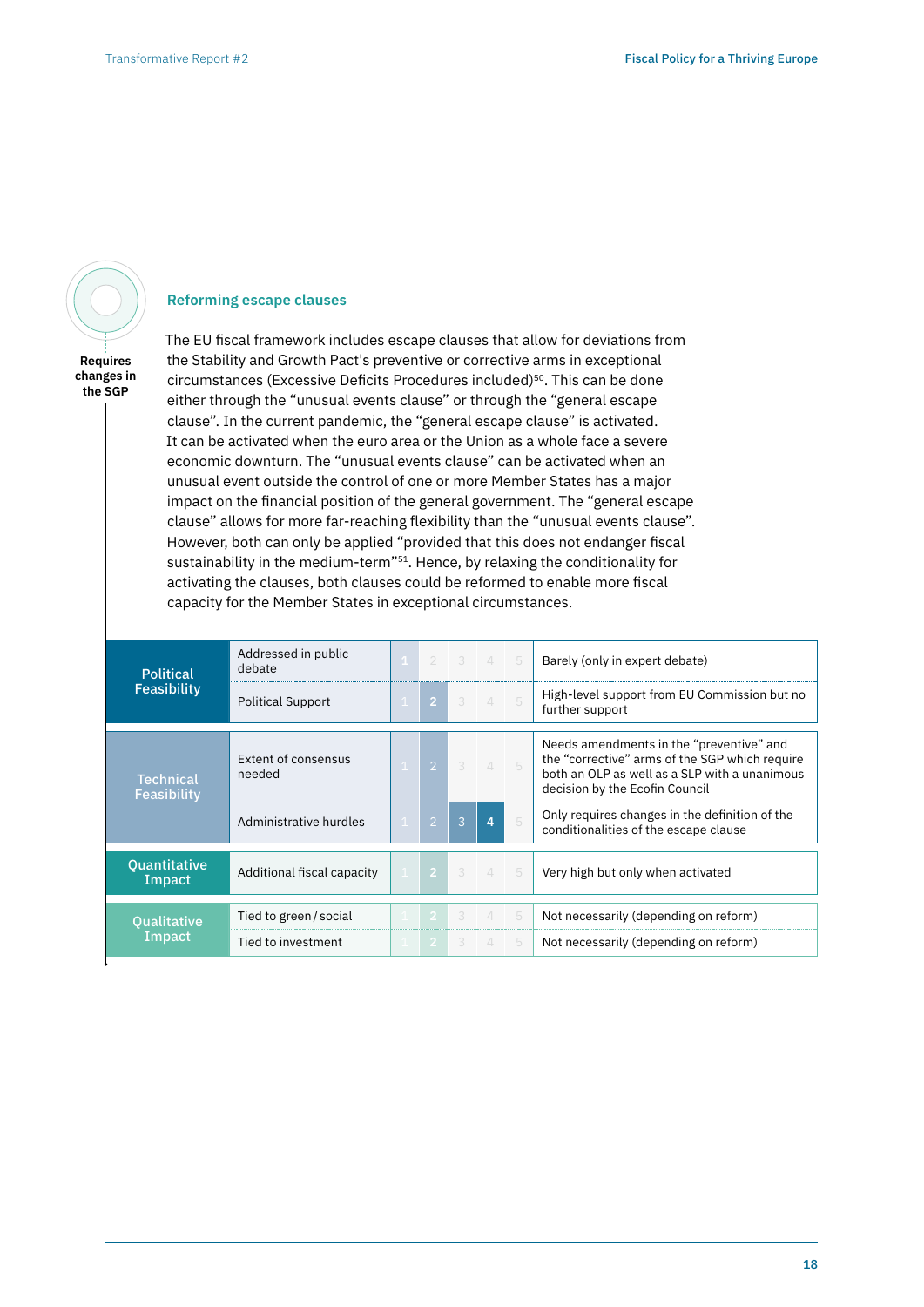Requires changes in the SGP

## Reforming escape clauses

The EU fiscal framework includes escape clauses that allow for deviations from the Stability and Growth Pact's preventive or corrective arms in exceptional circumstances (Excessive Deficits Procedures included)[50]. This can be done either through the "unusual events clause" or through the "general escape clause". In the current pandemic, the "general escape clause" is activated. It can be activated when the euro area or the Union as a whole face a severe economic downturn. The "unusual events clause" can be activated when an unusual event outside the control of one or more Member States has a major impact on the financial position of the general government. The "general escape clause" allows for more far-reaching flexibility than the "unusual events clause". However, both can only be applied "provided that this does not endanger fiscal sustainability in the medium-term"[51]. Hence, by relaxing the conditionality for activating the clauses, both clauses could be reformed to enable more fiscal capacity for the Member States in exceptional circumstances.

| Dimension | Criterion | Score (1–5) | Assessment |
|---|---|---|---|
| Political Feasibility | Addressed in public debate | 1 | Barely (only in expert debate) |
| | Political Support | 2 | High-level support from EU Commission but no further support |
| Technical Feasibility | Extent of consensus needed | 2 | Needs amendments in the "preventive" and the "corrective" arms of the SGP which require both an OLP as well as a SLP with a unanimous decision by the Ecofin Council |
| | Administrative hurdles | 4 | Only requires changes in the definition of the conditionalities of the escape clause |
| Quantitative Impact | Additional fiscal capacity | 2 | Very high but only when activated |
| Qualitative Impact | Tied to green / social | 2 | Not necessarily (depending on reform) |
| | Tied to investment | 2 | Not necessarily (depending on reform) |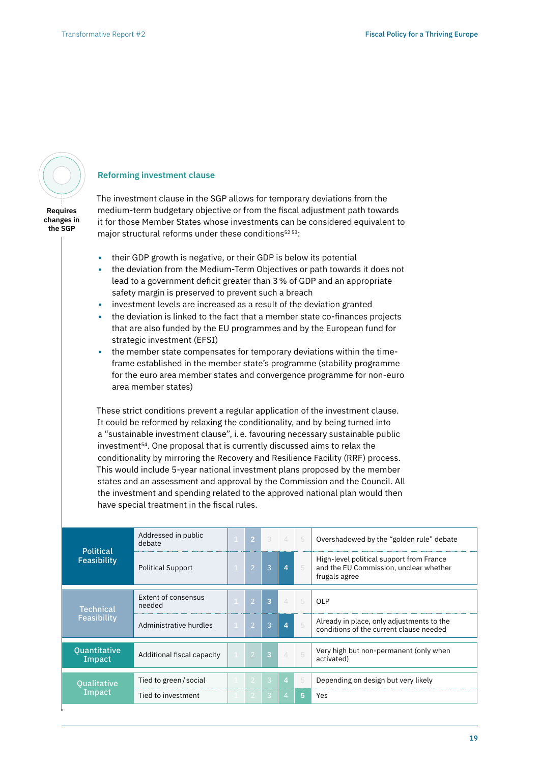Requires changes in the SGP

### Reforming investment clause

The investment clause in the SGP allows for temporary deviations from the medium-term budgetary objective or from the fiscal adjustment path towards it for those Member States whose investments can be considered equivalent to major structural reforms under these conditions[52 53]:

- their GDP growth is negative, or their GDP is below its potential
- the deviation from the Medium-Term Objectives or path towards it does not lead to a government deficit greater than 3 % of GDP and an appropriate safety margin is preserved to prevent such a breach
- investment levels are increased as a result of the deviation granted
- the deviation is linked to the fact that a member state co-finances projects that are also funded by the EU programmes and by the European fund for strategic investment (EFSI)
- the member state compensates for temporary deviations within the time-frame established in the member state's programme (stability programme for the euro area member states and convergence programme for non-euro area member states)

These strict conditions prevent a regular application of the investment clause. It could be reformed by relaxing the conditionality, and by being turned into a "sustainable investment clause", i. e. favouring necessary sustainable public investment[54]. One proposal that is currently discussed aims to relax the conditionality by mirroring the Recovery and Resilience Facility (RRF) process. This would include 5-year national investment plans proposed by the member states and an assessment and approval by the Commission and the Council. All the investment and spending related to the approved national plan would then have special treatment in the fiscal rules.

| Category | Criterion | Score (1–5) | Comment |
|---|---|---|---|
| Political Feasibility | Addressed in public debate | 2 | Overshadowed by the "golden rule" debate |
| | Political Support | 4 | High-level political support from France and the EU Commission, unclear whether frugals agree |
| Technical Feasibility | Extent of consensus needed | 3 | OLP |
| | Administrative hurdles | 4 | Already in place, only adjustments to the conditions of the current clause needed |
| Quantitative Impact | Additional fiscal capacity | 3 | Very high but non-permanent (only when activated) |
| Qualitative Impact | Tied to green / social | 4 | Depending on design but very likely |
| | Tied to investment | 5 | Yes |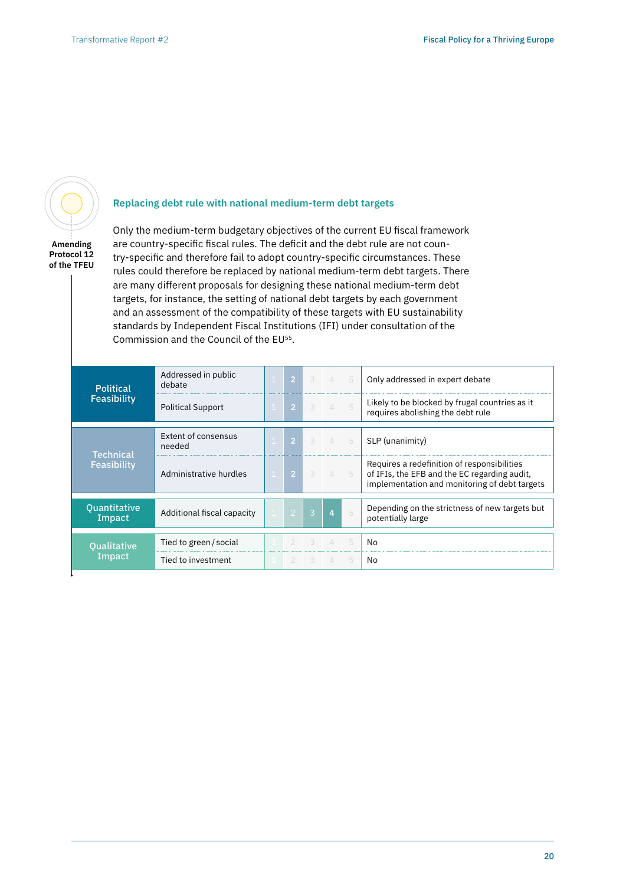**Amending Protocol 12 of the TFEU**

### Replacing debt rule with national medium-term debt targets

Only the medium-term budgetary objectives of the current EU fiscal framework are country-specific fiscal rules. The deficit and the debt rule are not country-specific and therefore fail to adopt country-specific circumstances. These rules could therefore be replaced by national medium-term debt targets. There are many different proposals for designing these national medium-term debt targets, for instance, the setting of national debt targets by each government and an assessment of the compatibility of these targets with EU sustainability standards by Independent Fiscal Institutions (IFI) under consultation of the Commission and the Council of the EU[55].

| Category | Criterion | Score (1–5) | Comment |
|---|---|---|---|
| Political Feasibility | Addressed in public debate | 2 | Only addressed in expert debate |
| | Political Support | 2 | Likely to be blocked by frugal countries as it requires abolishing the debt rule |
| Technical Feasibility | Extent of consensus needed | 2 | SLP (unanimity) |
| | Administrative hurdles | 2 | Requires a redefinition of responsibilities of IFIs, the EFB and the EC regarding audit, implementation and monitoring of debt targets |
| Quantitative Impact | Additional fiscal capacity | 3–4 | Depending on the strictness of new targets but potentially large |
| Qualitative Impact | Tied to green / social | – | No |
| | Tied to investment | – | No |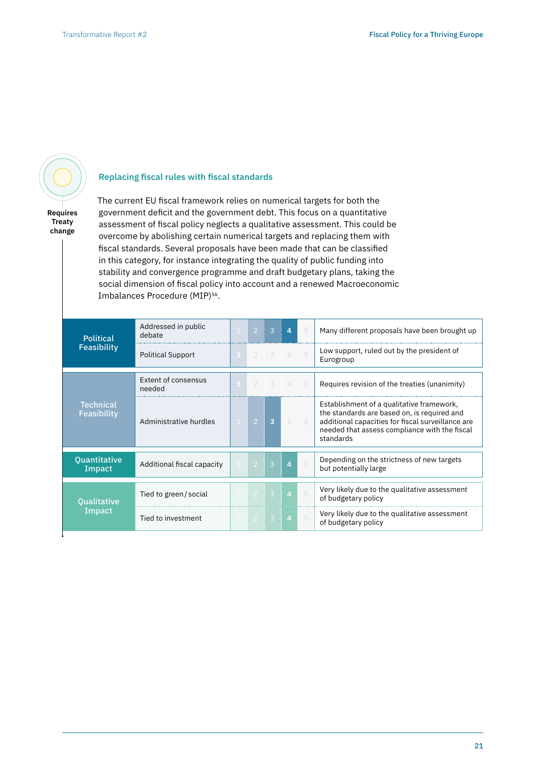Requires Treaty change

### Replacing fiscal rules with fiscal standards

The current EU fiscal framework relies on numerical targets for both the government deficit and the government debt. This focus on a quantitative assessment of fiscal policy neglects a qualitative assessment. This could be overcome by abolishing certain numerical targets and replacing them with fiscal standards. Several proposals have been made that can be classified in this category, for instance integrating the quality of public funding into stability and convergence programme and draft budgetary plans, taking the social dimension of fiscal policy into account and a renewed Macroeconomic Imbalances Procedure (MIP)[56].

| Category | Criterion | Score (1–5) | Comment |
|---|---|---|---|
| Political Feasibility | Addressed in public debate | 4 | Many different proposals have been brought up |
| | Political Support | 1 | Low support, ruled out by the president of Eurogroup |
| Technical Feasibility | Extent of consensus needed | 1 | Requires revision of the treaties (unanimity) |
| | Administrative hurdles | 3 | Establishment of a qualitative framework, the standards are based on, is required and additional capacities for fiscal surveillance are needed that assess compliance with the fiscal standards |
| Quantitative Impact | Additional fiscal capacity | 4 | Depending on the strictness of new targets but potentially large |
| Qualitative Impact | Tied to green / social | 4 | Very likely due to the qualitative assessment of budgetary policy |
| | Tied to investment | 4 | Very likely due to the qualitative assessment of budgetary policy |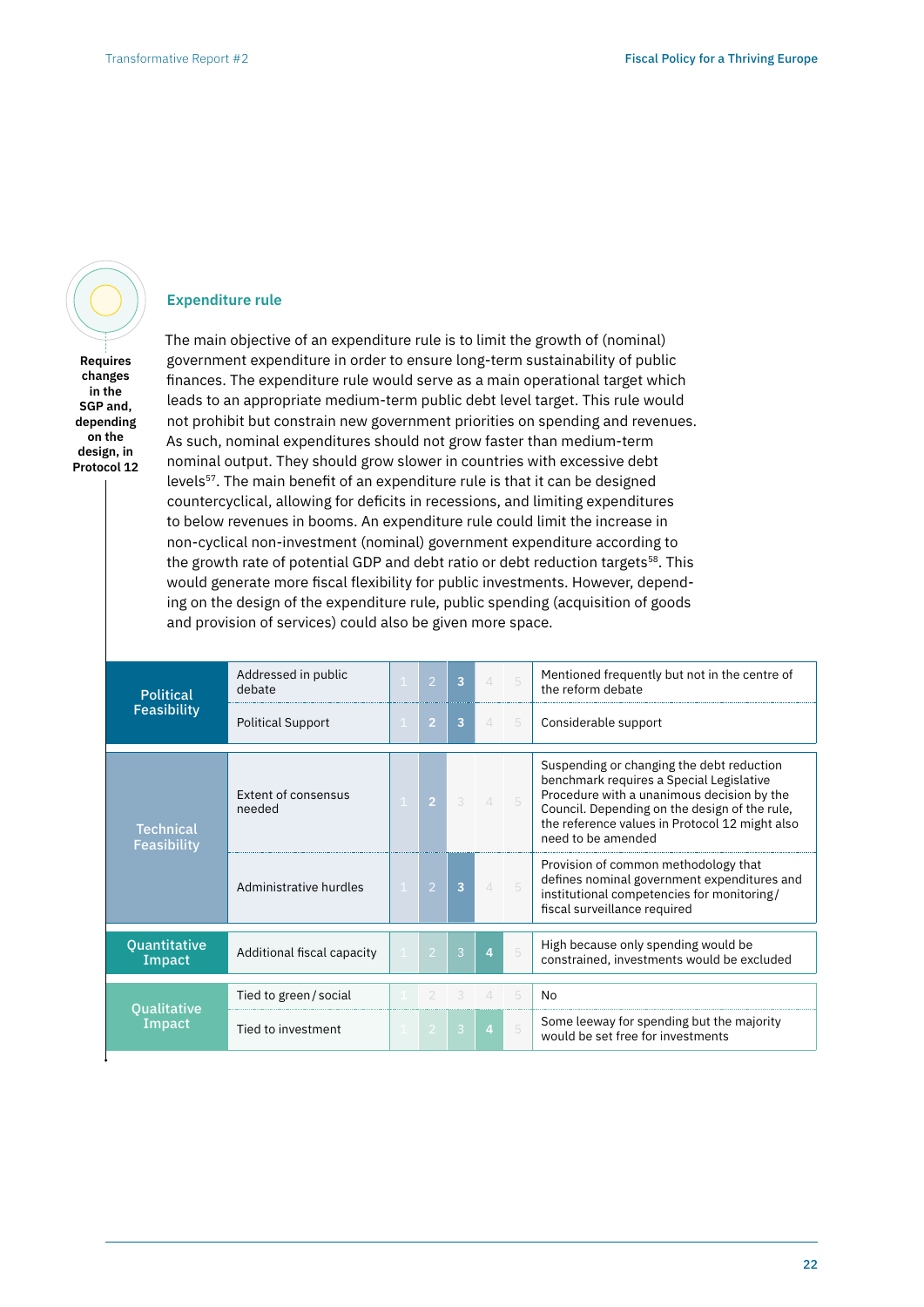**Requires changes in the SGP and, depending on the design, in Protocol 12**

### Expenditure rule

The main objective of an expenditure rule is to limit the growth of (nominal) government expenditure in order to ensure long-term sustainability of public finances. The expenditure rule would serve as a main operational target which leads to an appropriate medium-term public debt level target. This rule would not prohibit but constrain new government priorities on spending and revenues. As such, nominal expenditures should not grow faster than medium-term nominal output. They should grow slower in countries with excessive debt levels[57]. The main benefit of an expenditure rule is that it can be designed countercyclical, allowing for deficits in recessions, and limiting expenditures to below revenues in booms. An expenditure rule could limit the increase in non-cyclical non-investment (nominal) government expenditure according to the growth rate of potential GDP and debt ratio or debt reduction targets[58]. This would generate more fiscal flexibility for public investments. However, depending on the design of the expenditure rule, public spending (acquisition of goods and provision of services) could also be given more space.

| Category | Criterion | Score (1–5) | Comment |
|---|---|---|---|
| Political Feasibility | Addressed in public debate | 3 | Mentioned frequently but not in the centre of the reform debate |
| | Political Support | 3 | Considerable support |
| Technical Feasibility | Extent of consensus needed | 2 | Suspending or changing the debt reduction benchmark requires a Special Legislative Procedure with a unanimous decision by the Council. Depending on the design of the rule, the reference values in Protocol 12 might also need to be amended |
| | Administrative hurdles | 3 | Provision of common methodology that defines nominal government expenditures and institutional competencies for monitoring/ fiscal surveillance required |
| Quantitative Impact | Additional fiscal capacity | 4 | High because only spending would be constrained, investments would be excluded |
| Qualitative Impact | Tied to green/social | – | No |
| | Tied to investment | 4 | Some leeway for spending but the majority would be set free for investments |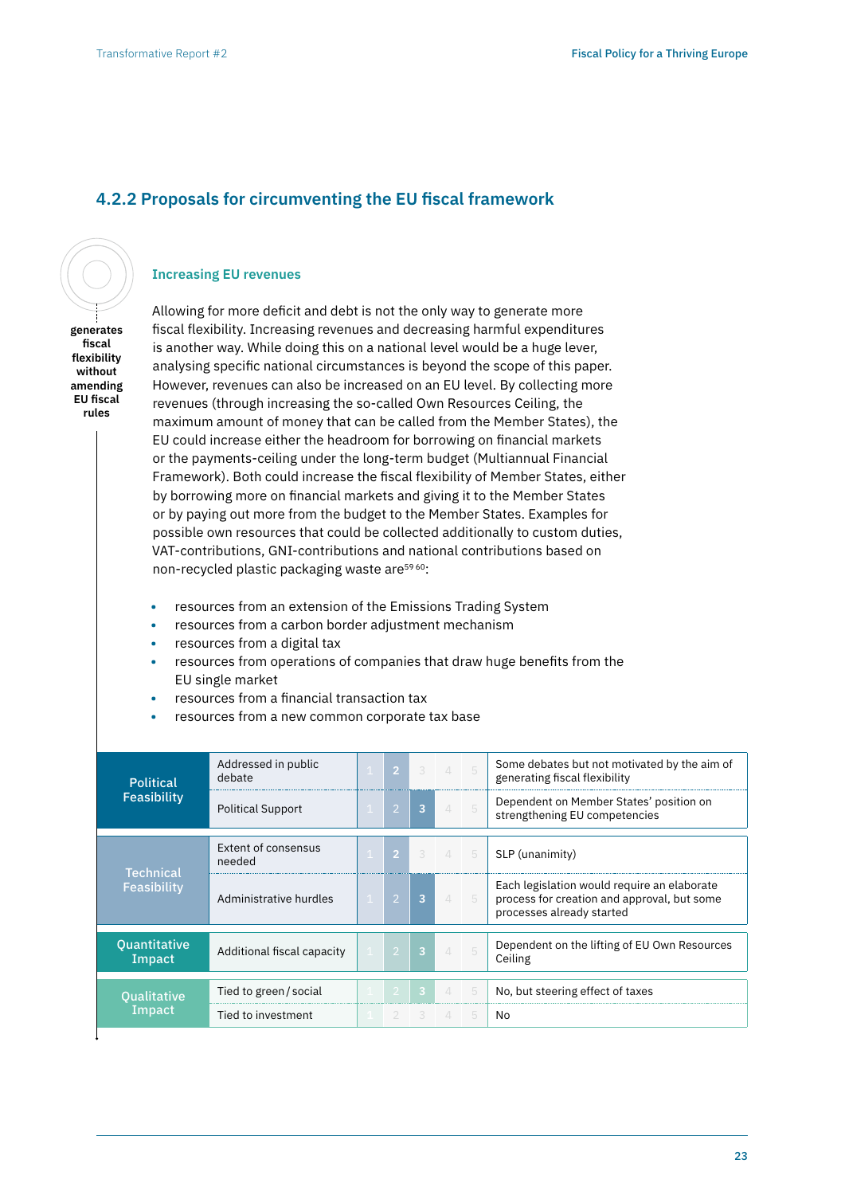### 4.2.2 Proposals for circumventing the EU fiscal framework

**generates fiscal flexibility without amending EU fiscal rules**

#### Increasing EU revenues

Allowing for more deficit and debt is not the only way to generate more fiscal flexibility. Increasing revenues and decreasing harmful expenditures is another way. While doing this on a national level would be a huge lever, analysing specific national circumstances is beyond the scope of this paper. However, revenues can also be increased on an EU level. By collecting more revenues (through increasing the so-called Own Resources Ceiling, the maximum amount of money that can be called from the Member States), the EU could increase either the headroom for borrowing on financial markets or the payments-ceiling under the long-term budget (Multiannual Financial Framework). Both could increase the fiscal flexibility of Member States, either by borrowing more on financial markets and giving it to the Member States or by paying out more from the budget to the Member States. Examples for possible own resources that could be collected additionally to custom duties, VAT-contributions, GNI-contributions and national contributions based on non-recycled plastic packaging waste are[59 60]:

- resources from an extension of the Emissions Trading System
- resources from a carbon border adjustment mechanism
- resources from a digital tax
- resources from operations of companies that draw huge benefits from the EU single market
- resources from a financial transaction tax
- resources from a new common corporate tax base

| Category | Criterion | Score (1–5) | Comment |
|---|---|---|---|
| Political Feasibility | Addressed in public debate | 2 | Some debates but not motivated by the aim of generating fiscal flexibility |
| | Political Support | 3 | Dependent on Member States' position on strengthening EU competencies |
| Technical Feasibility | Extent of consensus needed | 2 | SLP (unanimity) |
| | Administrative hurdles | 3 | Each legislation would require an elaborate process for creation and approval, but some processes already started |
| Quantitative Impact | Additional fiscal capacity | 3 | Dependent on the lifting of EU Own Resources Ceiling |
| Qualitative Impact | Tied to green / social | 3 | No, but steering effect of taxes |
| | Tied to investment | – | No |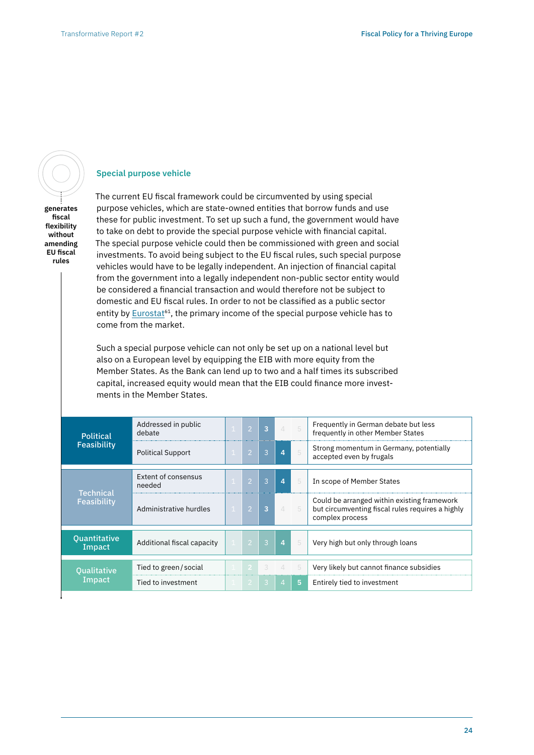## Special purpose vehicle

**generates fiscal flexibility without amending EU fiscal rules**

The current EU fiscal framework could be circumvented by using special purpose vehicles, which are state-owned entities that borrow funds and use these for public investment. To set up such a fund, the government would have to take on debt to provide the special purpose vehicle with financial capital. The special purpose vehicle could then be commissioned with green and social investments. To avoid being subject to the EU fiscal rules, such special purpose vehicles would have to be legally independent. An injection of financial capital from the government into a legally independent non-public sector entity would be considered a financial transaction and would therefore not be subject to domestic and EU fiscal rules. In order to not be classified as a public sector entity by Eurostat[61], the primary income of the special purpose vehicle has to come from the market.

Such a special purpose vehicle can not only be set up on a national level but also on a European level by equipping the EIB with more equity from the Member States. As the Bank can lend up to two and a half times its subscribed capital, increased equity would mean that the EIB could finance more investments in the Member States.

| Category | Criterion | Score (1–5) | Comment |
|---|---|---|---|
| Political Feasibility | Addressed in public debate | 3 | Frequently in German debate but less frequently in other Member States |
| | Political Support | 4 | Strong momentum in Germany, potentially accepted even by frugals |
| Technical Feasibility | Extent of consensus needed | 4 | In scope of Member States |
| | Administrative hurdles | 3 | Could be arranged within existing framework but circumventing fiscal rules requires a highly complex process |
| Quantitative Impact | Additional fiscal capacity | 4 | Very high but only through loans |
| Qualitative Impact | Tied to green/social | 2 | Very likely but cannot finance subsidies |
| | Tied to investment | 5 | Entirely tied to investment |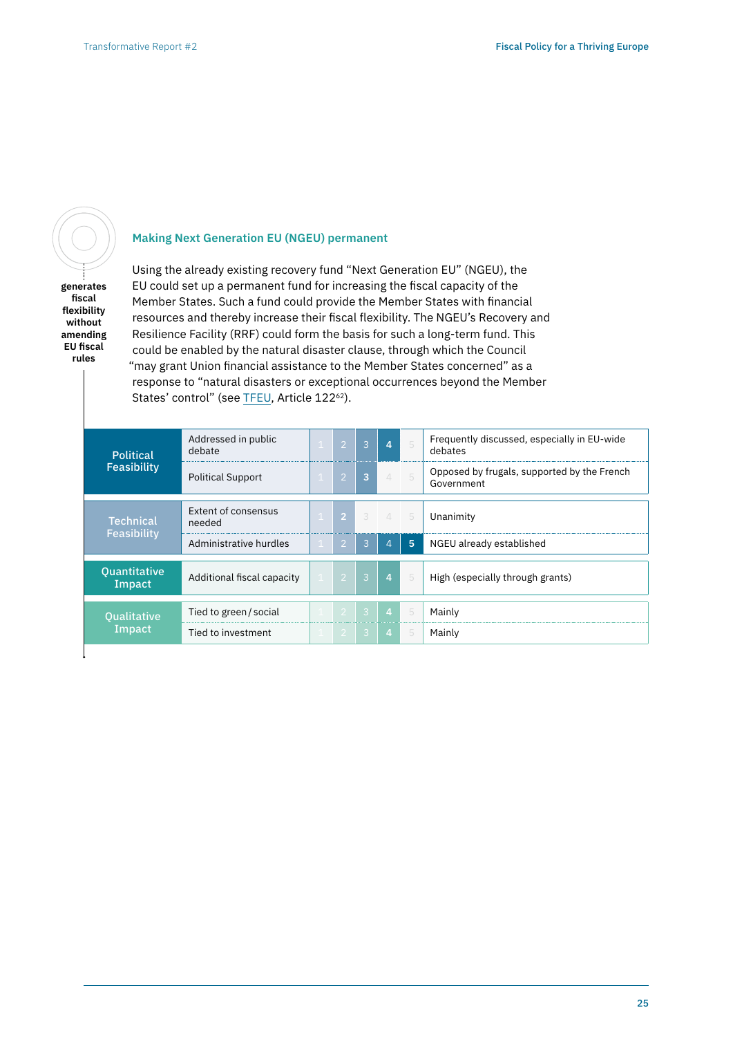generates fiscal flexibility without amending EU fiscal rules

### Making Next Generation EU (NGEU) permanent

Using the already existing recovery fund "Next Generation EU" (NGEU), the EU could set up a permanent fund for increasing the fiscal capacity of the Member States. Such a fund could provide the Member States with financial resources and thereby increase their fiscal flexibility. The NGEU's Recovery and Resilience Facility (RRF) could form the basis for such a long-term fund. This could be enabled by the natural disaster clause, through which the Council "may grant Union financial assistance to the Member States concerned" as a response to "natural disasters or exceptional occurrences beyond the Member States' control" (see TFEU, Article 122[62]).

| Category | Criterion | Score (1–5) | Assessment |
|---|---|---|---|
| Political Feasibility | Addressed in public debate | 4 | Frequently discussed, especially in EU-wide debates |
| | Political Support | 3 | Opposed by frugals, supported by the French Government |
| Technical Feasibility | Extent of consensus needed | 2 | Unanimity |
| | Administrative hurdles | 5 | NGEU already established |
| Quantitative Impact | Additional fiscal capacity | 4 | High (especially through grants) |
| Qualitative Impact | Tied to green / social | 4 | Mainly |
| | Tied to investment | 4 | Mainly |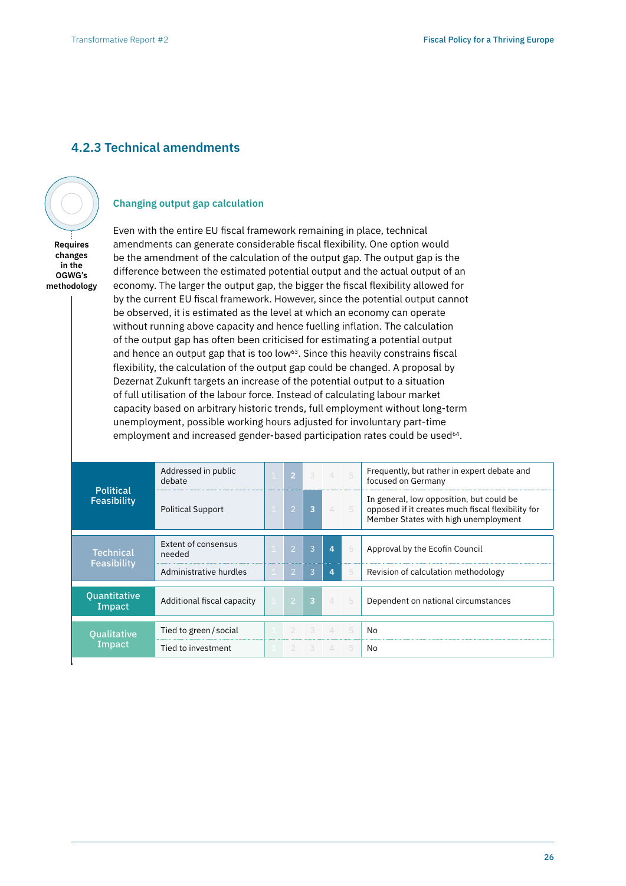### 4.2.3 Technical amendments

Requires changes in the OGWG's methodology

#### Changing output gap calculation

Even with the entire EU fiscal framework remaining in place, technical amendments can generate considerable fiscal flexibility. One option would be the amendment of the calculation of the output gap. The output gap is the difference between the estimated potential output and the actual output of an economy. The larger the output gap, the bigger the fiscal flexibility allowed for by the current EU fiscal framework. However, since the potential output cannot be observed, it is estimated as the level at which an economy can operate without running above capacity and hence fuelling inflation. The calculation of the output gap has often been criticised for estimating a potential output and hence an output gap that is too low[63]. Since this heavily constrains fiscal flexibility, the calculation of the output gap could be changed. A proposal by Dezernat Zukunft targets an increase of the potential output to a situation of full utilisation of the labour force. Instead of calculating labour market capacity based on arbitrary historic trends, full employment without long-term unemployment, possible working hours adjusted for involuntary part-time employment and increased gender-based participation rates could be used[64].

| Category | Criterion | Score (1–5) | Comment |
|---|---|---|---|
| Political Feasibility | Addressed in public debate | 2 | Frequently, but rather in expert debate and focused on Germany |
| | Political Support | 3 | In general, low opposition, but could be opposed if it creates much fiscal flexibility for Member States with high unemployment |
| Technical Feasibility | Extent of consensus needed | 4 | Approval by the Ecofin Council |
| | Administrative hurdles | 4 | Revision of calculation methodology |
| Quantitative Impact | Additional fiscal capacity | 3 | Dependent on national circumstances |
| Qualitative Impact | Tied to green / social | – | No |
| | Tied to investment | – | No |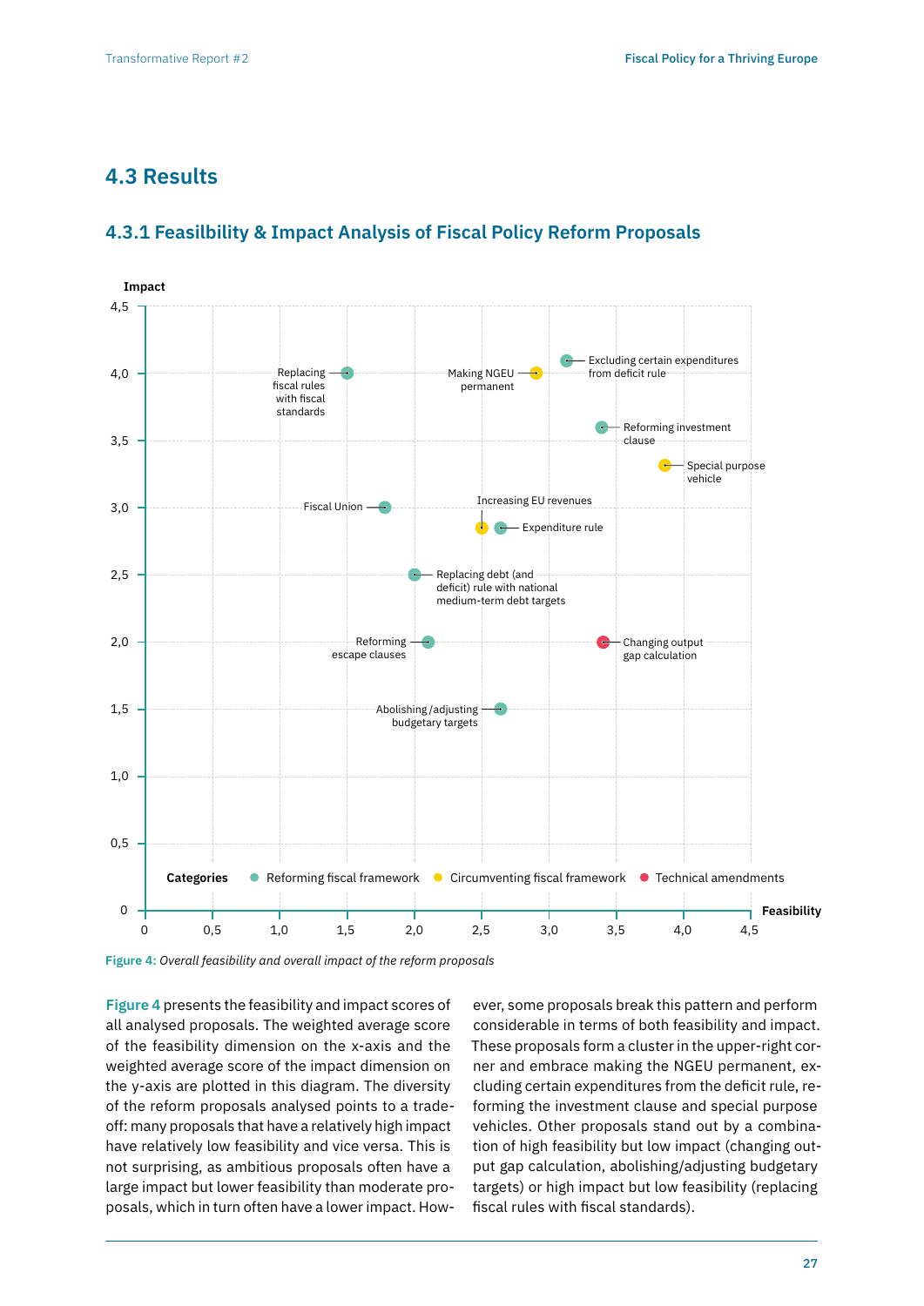## 4.3 Results

### 4.3.1 Feasilbility & Impact Analysis of Fiscal Policy Reform Proposals

Figure 4: *Overall feasibility and overall impact of the reform proposals*

Figure 4 presents the feasibility and impact scores of all analysed proposals. The weighted average score of the feasibility dimension on the x-axis and the weighted average score of the impact dimension on the y-axis are plotted in this diagram. The diversity of the reform proposals analysed points to a trade-off: many proposals that have a relatively high impact have relatively low feasibility and vice versa. This is not surprising, as ambitious proposals often have a large impact but lower feasibility than moderate proposals, which in turn often have a lower impact. However, some proposals break this pattern and perform considerable in terms of both feasibility and impact. These proposals form a cluster in the upper-right corner and embrace making the NGEU permanent, excluding certain expenditures from the deficit rule, reforming the investment clause and special purpose vehicles. Other proposals stand out by a combination of high feasibility but low impact (changing output gap calculation, abolishing/adjusting budgetary targets) or high impact but low feasibility (replacing fiscal rules with fiscal standards).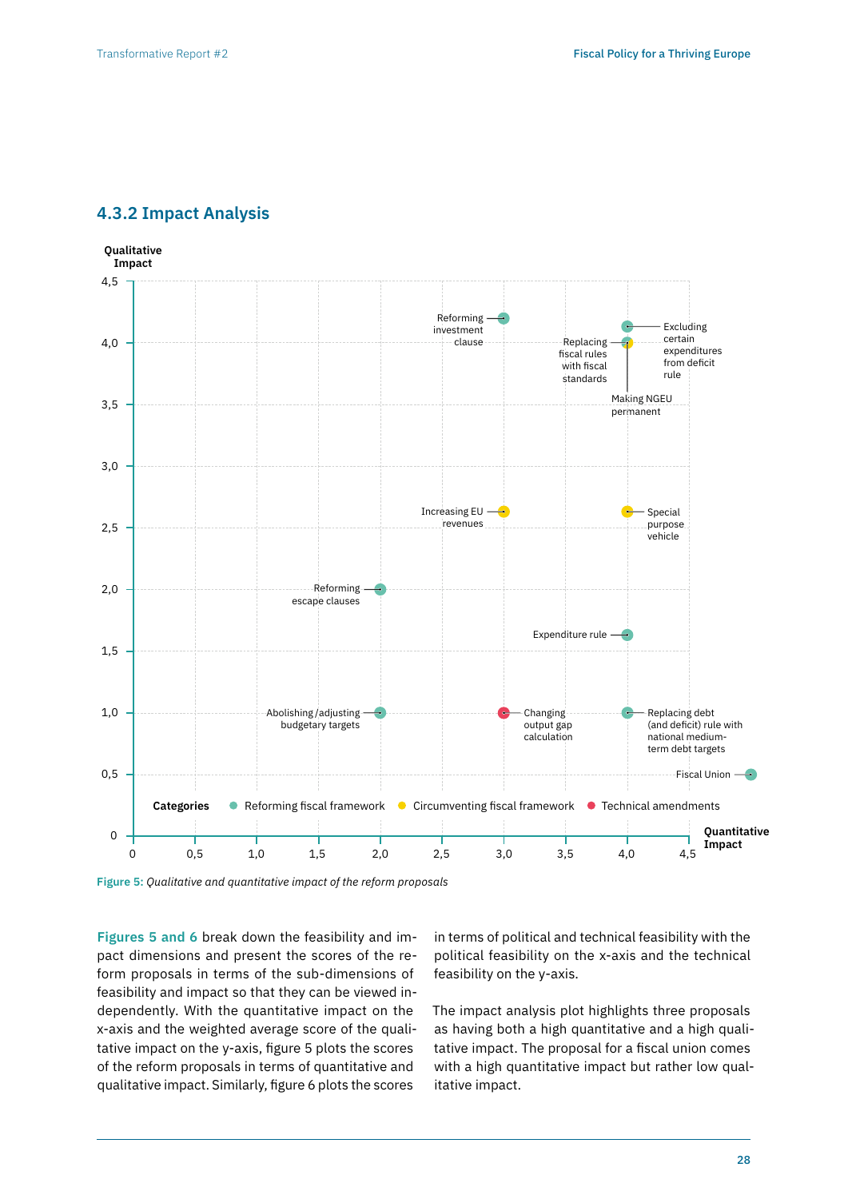### 4.3.2 Impact Analysis

**Figure 5:** *Qualitative and quantitative impact of the reform proposals*

**Figures 5 and 6** break down the feasibility and impact dimensions and present the scores of the reform proposals in terms of the sub-dimensions of feasibility and impact so that they can be viewed independently. With the quantitative impact on the x-axis and the weighted average score of the qualitative impact on the y-axis, figure 5 plots the scores of the reform proposals in terms of quantitative and qualitative impact. Similarly, figure 6 plots the scores in terms of political and technical feasibility with the political feasibility on the x-axis and the technical feasibility on the y-axis.

The impact analysis plot highlights three proposals as having both a high quantitative and a high qualitative impact. The proposal for a fiscal union comes with a high quantitative impact but rather low qualitative impact.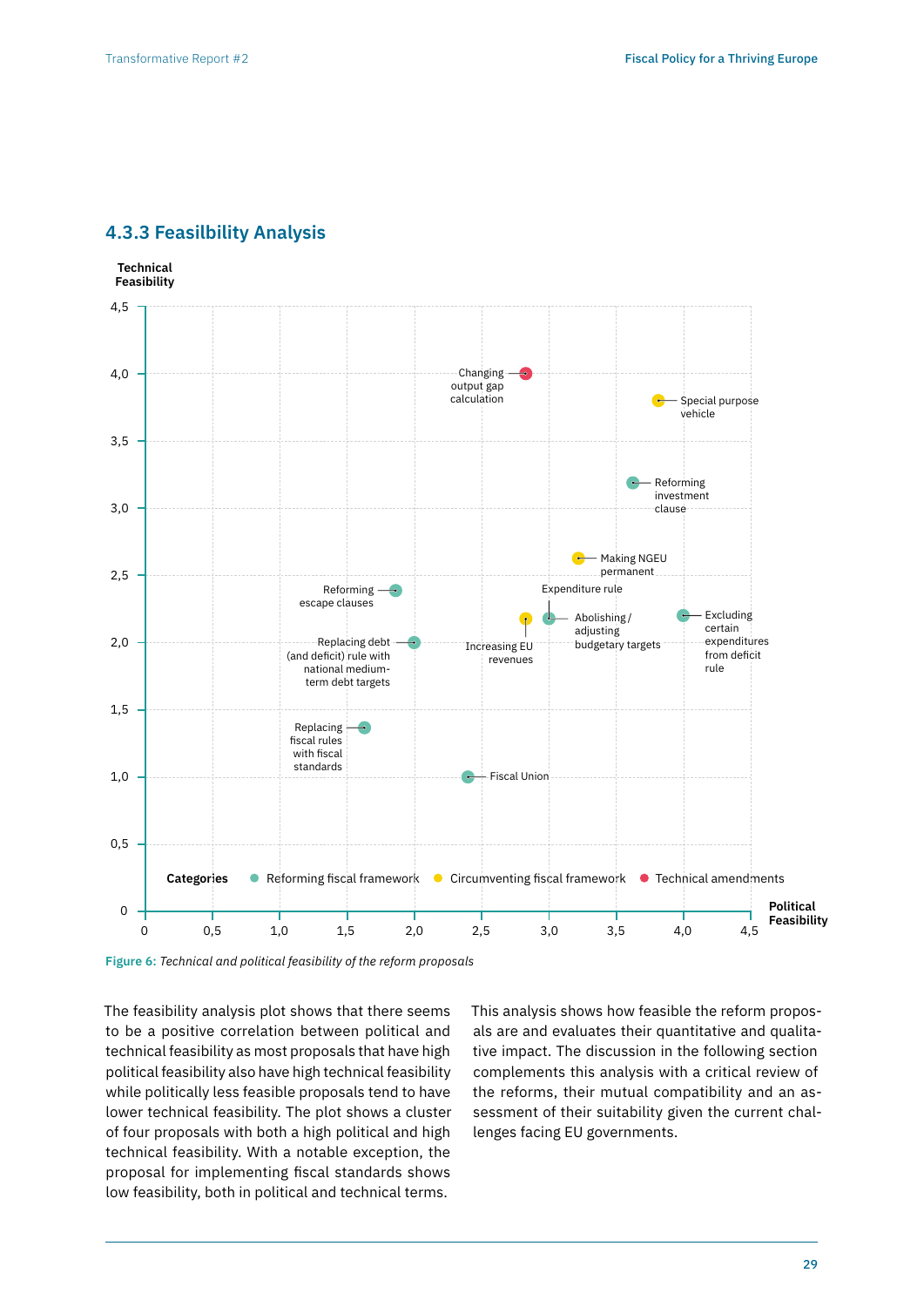### 4.3.3 Feasilbility Analysis

Figure 6: *Technical and political feasibility of the reform proposals*

The feasibility analysis plot shows that there seems to be a positive correlation between political and technical feasibility as most proposals that have high political feasibility also have high technical feasibility while politically less feasible proposals tend to have lower technical feasibility. The plot shows a cluster of four proposals with both a high political and high technical feasibility. With a notable exception, the proposal for implementing fiscal standards shows low feasibility, both in political and technical terms.

This analysis shows how feasible the reform proposals are and evaluates their quantitative and qualitative impact. The discussion in the following section complements this analysis with a critical review of the reforms, their mutual compatibility and an assessment of their suitability given the current challenges facing EU governments.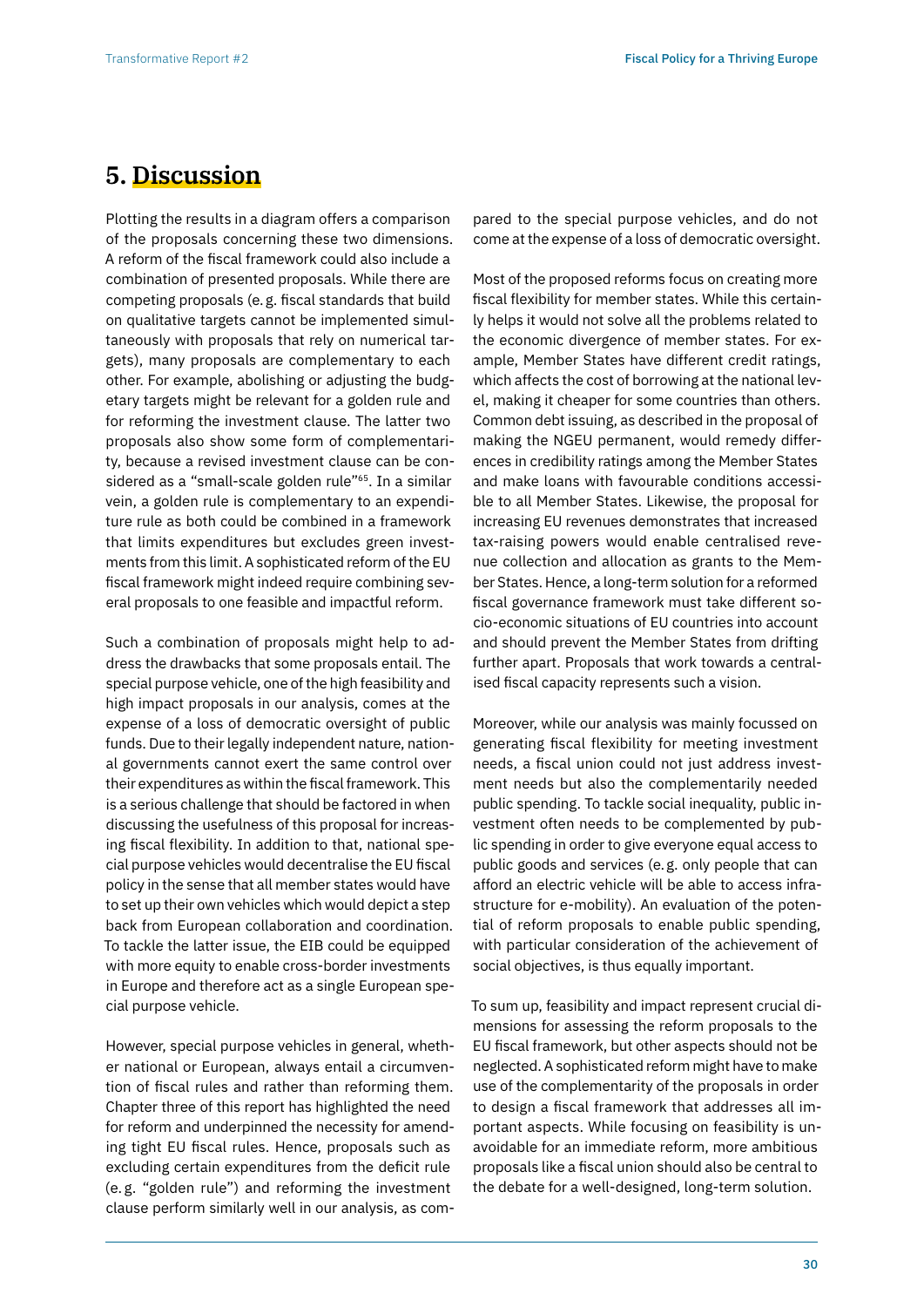## 5. Discussion

Plotting the results in a diagram offers a comparison of the proposals concerning these two dimensions. A reform of the fiscal framework could also include a combination of presented proposals. While there are competing proposals (e. g. fiscal standards that build on qualitative targets cannot be implemented simultaneously with proposals that rely on numerical targets), many proposals are complementary to each other. For example, abolishing or adjusting the budgetary targets might be relevant for a golden rule and for reforming the investment clause. The latter two proposals also show some form of complementarity, because a revised investment clause can be considered as a "small-scale golden rule"[65]. In a similar vein, a golden rule is complementary to an expenditure rule as both could be combined in a framework that limits expenditures but excludes green investments from this limit. A sophisticated reform of the EU fiscal framework might indeed require combining several proposals to one feasible and impactful reform.

Such a combination of proposals might help to address the drawbacks that some proposals entail. The special purpose vehicle, one of the high feasibility and high impact proposals in our analysis, comes at the expense of a loss of democratic oversight of public funds. Due to their legally independent nature, national governments cannot exert the same control over their expenditures as within the fiscal framework. This is a serious challenge that should be factored in when discussing the usefulness of this proposal for increasing fiscal flexibility. In addition to that, national special purpose vehicles would decentralise the EU fiscal policy in the sense that all member states would have to set up their own vehicles which would depict a step back from European collaboration and coordination. To tackle the latter issue, the EIB could be equipped with more equity to enable cross-border investments in Europe and therefore act as a single European special purpose vehicle.

However, special purpose vehicles in general, whether national or European, always entail a circumvention of fiscal rules and rather than reforming them. Chapter three of this report has highlighted the need for reform and underpinned the necessity for amending tight EU fiscal rules. Hence, proposals such as excluding certain expenditures from the deficit rule (e. g. "golden rule") and reforming the investment clause perform similarly well in our analysis, as compared to the special purpose vehicles, and do not come at the expense of a loss of democratic oversight.

Most of the proposed reforms focus on creating more fiscal flexibility for member states. While this certainly helps it would not solve all the problems related to the economic divergence of member states. For example, Member States have different credit ratings, which affects the cost of borrowing at the national level, making it cheaper for some countries than others. Common debt issuing, as described in the proposal of making the NGEU permanent, would remedy differences in credibility ratings among the Member States and make loans with favourable conditions accessible to all Member States. Likewise, the proposal for increasing EU revenues demonstrates that increased tax-raising powers would enable centralised revenue collection and allocation as grants to the Member States. Hence, a long-term solution for a reformed fiscal governance framework must take different socio-economic situations of EU countries into account and should prevent the Member States from drifting further apart. Proposals that work towards a centralised fiscal capacity represents such a vision.

Moreover, while our analysis was mainly focussed on generating fiscal flexibility for meeting investment needs, a fiscal union could not just address investment needs but also the complementarily needed public spending. To tackle social inequality, public investment often needs to be complemented by public spending in order to give everyone equal access to public goods and services (e. g. only people that can afford an electric vehicle will be able to access infrastructure for e-mobility). An evaluation of the potential of reform proposals to enable public spending, with particular consideration of the achievement of social objectives, is thus equally important.

To sum up, feasibility and impact represent crucial dimensions for assessing the reform proposals to the EU fiscal framework, but other aspects should not be neglected. A sophisticated reform might have to make use of the complementarity of the proposals in order to design a fiscal framework that addresses all important aspects. While focusing on feasibility is unavoidable for an immediate reform, more ambitious proposals like a fiscal union should also be central to the debate for a well-designed, long-term solution.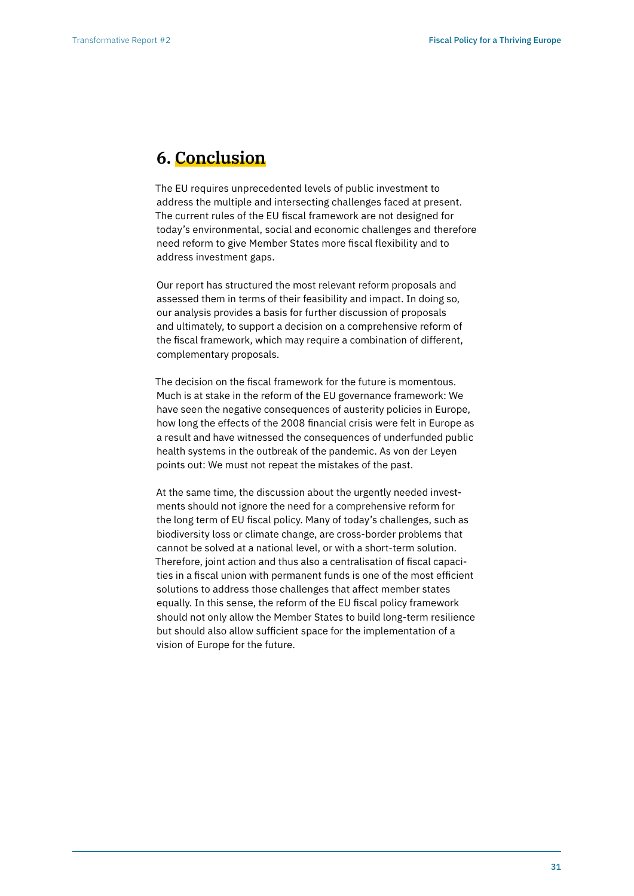# 6. Conclusion

The EU requires unprecedented levels of public investment to address the multiple and intersecting challenges faced at present. The current rules of the EU fiscal framework are not designed for today's environmental, social and economic challenges and therefore need reform to give Member States more fiscal flexibility and to address investment gaps.

Our report has structured the most relevant reform proposals and assessed them in terms of their feasibility and impact. In doing so, our analysis provides a basis for further discussion of proposals and ultimately, to support a decision on a comprehensive reform of the fiscal framework, which may require a combination of different, complementary proposals.

The decision on the fiscal framework for the future is momentous. Much is at stake in the reform of the EU governance framework: We have seen the negative consequences of austerity policies in Europe, how long the effects of the 2008 financial crisis were felt in Europe as a result and have witnessed the consequences of underfunded public health systems in the outbreak of the pandemic. As von der Leyen points out: We must not repeat the mistakes of the past.

At the same time, the discussion about the urgently needed investments should not ignore the need for a comprehensive reform for the long term of EU fiscal policy. Many of today's challenges, such as biodiversity loss or climate change, are cross-border problems that cannot be solved at a national level, or with a short-term solution. Therefore, joint action and thus also a centralisation of fiscal capacities in a fiscal union with permanent funds is one of the most efficient solutions to address those challenges that affect member states equally. In this sense, the reform of the EU fiscal policy framework should not only allow the Member States to build long-term resilience but should also allow sufficient space for the implementation of a vision of Europe for the future.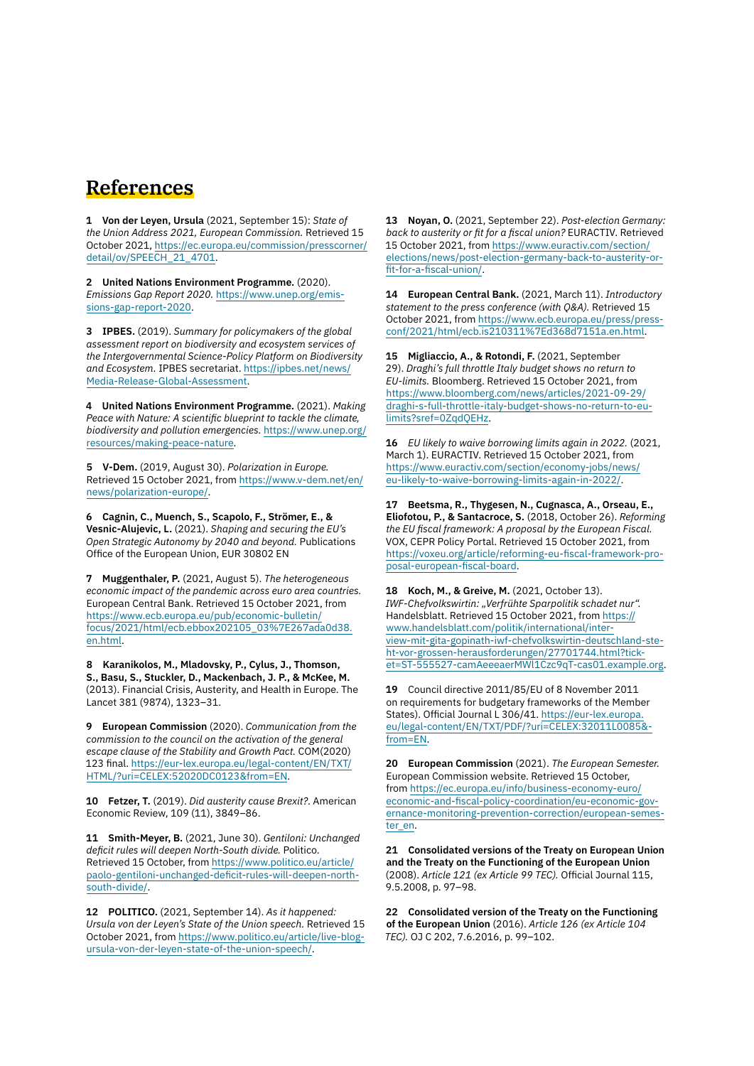# References

**1 Von der Leyen, Ursula** (2021, September 15): *State of the Union Address 2021, European Commission.* Retrieved 15 October 2021, https://ec.europa.eu/commission/presscorner/detail/ov/SPEECH_21_4701.

**2 United Nations Environment Programme.** (2020). *Emissions Gap Report 2020.* https://www.unep.org/emissions-gap-report-2020.

**3 IPBES.** (2019). *Summary for policymakers of the global assessment report on biodiversity and ecosystem services of the Intergovernmental Science-Policy Platform on Biodiversity and Ecosystem.* IPBES secretariat. https://ipbes.net/news/Media-Release-Global-Assessment.

**4 United Nations Environment Programme.** (2021). *Making Peace with Nature: A scientific blueprint to tackle the climate, biodiversity and pollution emergencies.* https://www.unep.org/resources/making-peace-nature.

**5 V-Dem.** (2019, August 30). *Polarization in Europe.* Retrieved 15 October 2021, from https://www.v-dem.net/en/news/polarization-europe/.

**6 Cagnin, C., Muench, S., Scapolo, F., Strömer, E., & Vesnic-Alujevic, L.** (2021). *Shaping and securing the EU's Open Strategic Autonomy by 2040 and beyond.* Publications Office of the European Union, EUR 30802 EN

**7 Muggenthaler, P.** (2021, August 5). *The heterogeneous economic impact of the pandemic across euro area countries.* European Central Bank. Retrieved 15 October 2021, from https://www.ecb.europa.eu/pub/economic-bulletin/focus/2021/html/ecb.ebbox202105_03%7E267ada0d38.en.html.

**8 Karanikolos, M., Mladovsky, P., Cylus, J., Thomson, S., Basu, S., Stuckler, D., Mackenbach, J. P., & McKee, M.** (2013). Financial Crisis, Austerity, and Health in Europe. The Lancet 381 (9874), 1323–31.

**9 European Commission** (2020). *Communication from the commission to the council on the activation of the general escape clause of the Stability and Growth Pact.* COM(2020) 123 final. https://eur-lex.europa.eu/legal-content/EN/TXT/HTML/?uri=CELEX:52020DC0123&from=EN.

**10 Fetzer, T.** (2019). *Did austerity cause Brexit?.* American Economic Review, 109 (11), 3849–86.

**11 Smith-Meyer, B.** (2021, June 30). *Gentiloni: Unchanged deficit rules will deepen North-South divide.* Politico. Retrieved 15 October, from https://www.politico.eu/article/paolo-gentiloni-unchanged-deficit-rules-will-deepen-north-south-divide/.

**12 POLITICO.** (2021, September 14). *As it happened: Ursula von der Leyen's State of the Union speech.* Retrieved 15 October 2021, from https://www.politico.eu/article/live-blog-ursula-von-der-leyen-state-of-the-union-speech/.

**13 Noyan, O.** (2021, September 22). *Post-election Germany: back to austerity or fit for a fiscal union?* EURACTIV. Retrieved 15 October 2021, from https://www.euractiv.com/section/elections/news/post-election-germany-back-to-austerity-or-fit-for-a-fiscal-union/.

**14 European Central Bank.** (2021, March 11). *Introductory statement to the press conference (with Q&A).* Retrieved 15 October 2021, from https://www.ecb.europa.eu/press/pressconf/2021/html/ecb.is210311%7Ed368d7151a.en.html.

**15 Migliaccio, A., & Rotondi, F.** (2021, September 29). *Draghi's full throttle Italy budget shows no return to EU-limits.* Bloomberg. Retrieved 15 October 2021, from https://www.bloomberg.com/news/articles/2021-09-29/draghi-s-full-throttle-italy-budget-shows-no-return-to-eu-limits?sref=0ZqdQEHz.

**16** *EU likely to waive borrowing limits again in 2022.* (2021, March 1). EURACTIV. Retrieved 15 October 2021, from https://www.euractiv.com/section/economy-jobs/news/eu-likely-to-waive-borrowing-limits-again-in-2022/.

**17 Beetsma, R., Thygesen, N., Cugnasca, A., Orseau, E., Eliofotou, P., & Santacroce, S.** (2018, October 26). *Reforming the EU fiscal framework: A proposal by the European Fiscal.* VOX, CEPR Policy Portal. Retrieved 15 October 2021, from https://voxeu.org/article/reforming-eu-fiscal-framework-proposal-european-fiscal-board.

**18 Koch, M., & Greive, M.** (2021, October 13). *IWF-Chefvolkswirtin: „Verfrühte Sparpolitik schadet nur".* Handelsblatt. Retrieved 15 October 2021, from https://www.handelsblatt.com/politik/international/interview-mit-gita-gopinath-iwf-chefvolkswirtin-deutschland-steht-vor-grossen-herausforderungen/27701744.html?ticket=ST-555527-camAeeeaerMWl1Czc9qT-cas01.example.org.

**19** Council directive 2011/85/EU of 8 November 2011 on requirements for budgetary frameworks of the Member States). Official Journal L 306/41. https://eur-lex.europa.eu/legal-content/EN/TXT/PDF/?uri=CELEX:32011L0085&from=EN.

**20 European Commission** (2021). *The European Semester.* European Commission website. Retrieved 15 October, from https://ec.europa.eu/info/business-economy-euro/economic-and-fiscal-policy-coordination/eu-economic-governance-monitoring-prevention-correction/european-semester_en.

**21 Consolidated versions of the Treaty on European Union and the Treaty on the Functioning of the European Union** (2008). *Article 121 (ex Article 99 TEC).* Official Journal 115, 9.5.2008, p. 97–98.

**22 Consolidated version of the Treaty on the Functioning of the European Union** (2016). *Article 126 (ex Article 104 TEC).* OJ C 202, 7.6.2016, p. 99–102.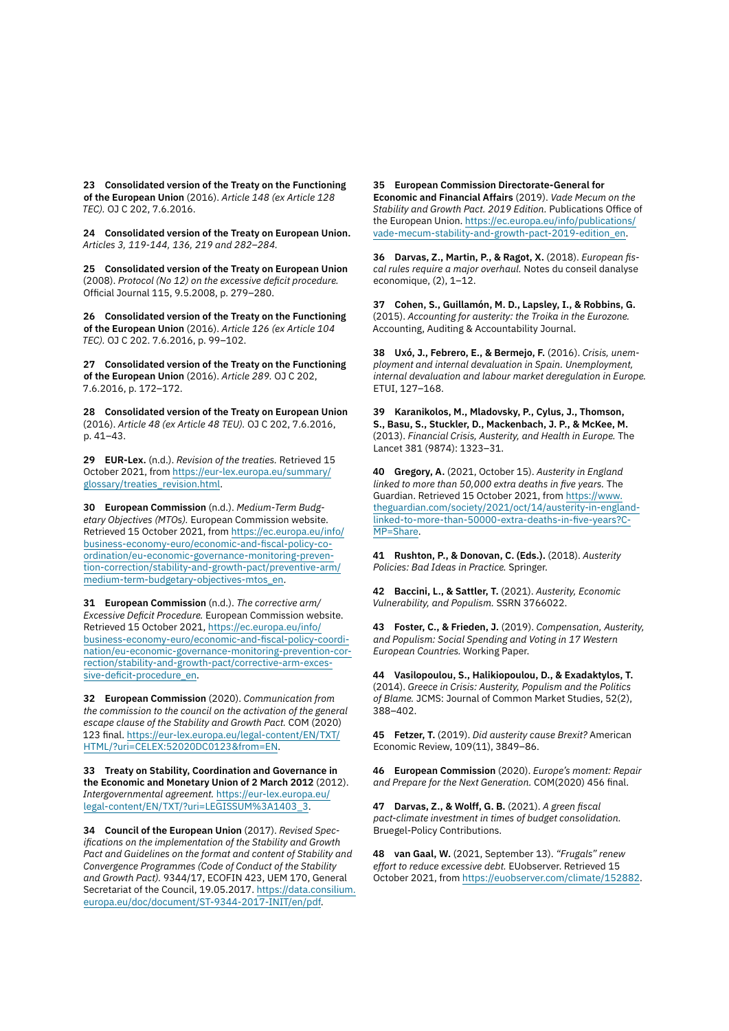**23 Consolidated version of the Treaty on the Functioning of the European Union** (2016). *Article 148 (ex Article 128 TEC).* OJ C 202, 7.6.2016.

**24 Consolidated version of the Treaty on European Union.** *Articles 3, 119-144, 136, 219 and 282–284.*

**25 Consolidated version of the Treaty on European Union** (2008). *Protocol (No 12) on the excessive deficit procedure.* Official Journal 115, 9.5.2008, p. 279–280.

**26 Consolidated version of the Treaty on the Functioning of the European Union** (2016). *Article 126 (ex Article 104 TEC).* OJ C 202. 7.6.2016, p. 99–102.

**27 Consolidated version of the Treaty on the Functioning of the European Union** (2016). *Article 289.* OJ C 202, 7.6.2016, p. 172–172.

**28 Consolidated version of the Treaty on European Union** (2016). *Article 48 (ex Article 48 TEU).* OJ C 202, 7.6.2016, p. 41–43.

**29 EUR-Lex.** (n.d.). *Revision of the treaties.* Retrieved 15 October 2021, from https://eur-lex.europa.eu/summary/glossary/treaties_revision.html.

**30 European Commission** (n.d.). *Medium-Term Budgetary Objectives (MTOs).* European Commission website. Retrieved 15 October 2021, from https://ec.europa.eu/info/business-economy-euro/economic-and-fiscal-policy-coordination/eu-economic-governance-monitoring-prevention-correction/stability-and-growth-pact/preventive-arm/medium-term-budgetary-objectives-mtos_en.

**31 European Commission** (n.d.). *The corrective arm/ Excessive Deficit Procedure.* European Commission website. Retrieved 15 October 2021, https://ec.europa.eu/info/business-economy-euro/economic-and-fiscal-policy-coordination/eu-economic-governance-monitoring-prevention-correction/stability-and-growth-pact/corrective-arm-excessive-deficit-procedure_en.

**32 European Commission** (2020). *Communication from the commission to the council on the activation of the general escape clause of the Stability and Growth Pact.* COM (2020) 123 final. https://eur-lex.europa.eu/legal-content/EN/TXT/HTML/?uri=CELEX:52020DC0123&from=EN.

**33 Treaty on Stability, Coordination and Governance in the Economic and Monetary Union of 2 March 2012** (2012). *Intergovernmental agreement.* https://eur-lex.europa.eu/legal-content/EN/TXT/?uri=LEGISSUM%3A1403_3.

**34 Council of the European Union** (2017). *Revised Specifications on the implementation of the Stability and Growth Pact and Guidelines on the format and content of Stability and Convergence Programmes (Code of Conduct of the Stability and Growth Pact).* 9344/17, ECOFIN 423, UEM 170, General Secretariat of the Council, 19.05.2017. https://data.consilium.europa.eu/doc/document/ST-9344-2017-INIT/en/pdf.

**35 European Commission Directorate-General for Economic and Financial Affairs** (2019). *Vade Mecum on the Stability and Growth Pact. 2019 Edition.* Publications Office of the European Union. https://ec.europa.eu/info/publications/vade-mecum-stability-and-growth-pact-2019-edition_en.

**36 Darvas, Z., Martin, P., & Ragot, X.** (2018). *European fiscal rules require a major overhaul.* Notes du conseil danalyse economique, (2), 1–12.

**37 Cohen, S., Guillamón, M. D., Lapsley, I., & Robbins, G.** (2015). *Accounting for austerity: the Troika in the Eurozone.* Accounting, Auditing & Accountability Journal.

**38 Uxó, J., Febrero, E., & Bermejo, F.** (2016). *Crisis, unemployment and internal devaluation in Spain. Unemployment, internal devaluation and labour market deregulation in Europe.* ETUI, 127–168.

**39 Karanikolos, M., Mladovsky, P., Cylus, J., Thomson, S., Basu, S., Stuckler, D., Mackenbach, J. P., & McKee, M.** (2013). *Financial Crisis, Austerity, and Health in Europe.* The Lancet 381 (9874): 1323–31.

**40 Gregory, A.** (2021, October 15). *Austerity in England linked to more than 50,000 extra deaths in five years.* The Guardian. Retrieved 15 October 2021, from https://www.theguardian.com/society/2021/oct/14/austerity-in-england-linked-to-more-than-50000-extra-deaths-in-five-years?CMP=Share.

**41 Rushton, P., & Donovan, C. (Eds.).** (2018). *Austerity Policies: Bad Ideas in Practice.* Springer.

**42 Baccini, L., & Sattler, T.** (2021). *Austerity, Economic Vulnerability, and Populism.* SSRN 3766022.

**43 Foster, C., & Frieden, J.** (2019). *Compensation, Austerity, and Populism: Social Spending and Voting in 17 Western European Countries.* Working Paper.

**44 Vasilopoulou, S., Halikiopoulou, D., & Exadaktylos, T.** (2014). *Greece in Crisis: Austerity, Populism and the Politics of Blame.* JCMS: Journal of Common Market Studies, 52(2), 388–402.

**45 Fetzer, T.** (2019). *Did austerity cause Brexit?* American Economic Review, 109(11), 3849–86.

**46 European Commission** (2020). *Europe's moment: Repair and Prepare for the Next Generation.* COM(2020) 456 final.

**47 Darvas, Z., & Wolff, G. B.** (2021). *A green fiscal pact-climate investment in times of budget consolidation.* Bruegel-Policy Contributions.

**48 van Gaal, W.** (2021, September 13). *"Frugals" renew effort to reduce excessive debt.* EUobserver. Retrieved 15 October 2021, from https://euobserver.com/climate/152882.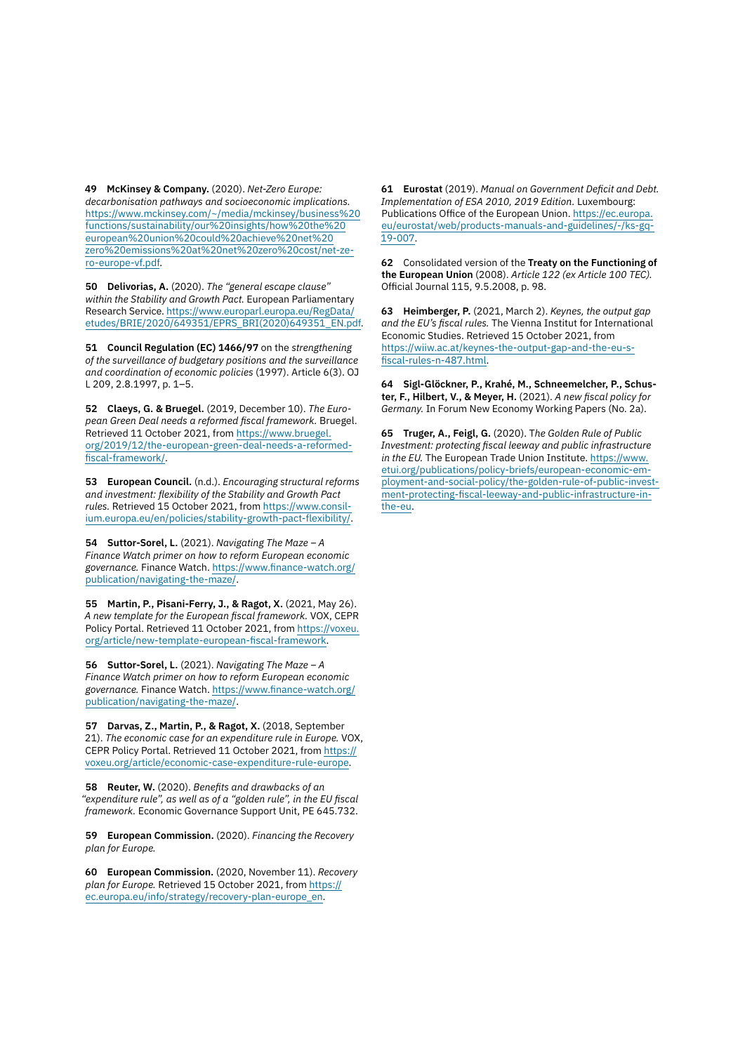**49 McKinsey & Company.** (2020). *Net-Zero Europe: decarbonisation pathways and socioeconomic implications.* https://www.mckinsey.com/~/media/mckinsey/business%20functions/sustainability/our%20insights/how%20the%20european%20union%20could%20achieve%20net%20zero%20emissions%20at%20net%20zero%20cost/net-zero-europe-vf.pdf.

**50 Delivorias, A.** (2020). *The "general escape clause" within the Stability and Growth Pact.* European Parliamentary Research Service. https://www.europarl.europa.eu/RegData/etudes/BRIE/2020/649351/EPRS_BRI(2020)649351_EN.pdf.

**51 Council Regulation (EC) 1466/97** on the *strengthening of the surveillance of budgetary positions and the surveillance and coordination of economic policies* (1997). Article 6(3). OJ L 209, 2.8.1997, p. 1–5.

**52 Claeys, G. & Bruegel.** (2019, December 10). *The European Green Deal needs a reformed fiscal framework.* Bruegel. Retrieved 11 October 2021, from https://www.bruegel.org/2019/12/the-european-green-deal-needs-a-reformed-fiscal-framework/.

**53 European Council.** (n.d.). *Encouraging structural reforms and investment: flexibility of the Stability and Growth Pact rules.* Retrieved 15 October 2021, from https://www.consilium.europa.eu/en/policies/stability-growth-pact-flexibility/.

**54 Suttor-Sorel, L.** (2021). *Navigating The Maze – A Finance Watch primer on how to reform European economic governance.* Finance Watch. https://www.finance-watch.org/publication/navigating-the-maze/.

**55 Martin, P., Pisani-Ferry, J., & Ragot, X.** (2021, May 26). *A new template for the European fiscal framework.* VOX, CEPR Policy Portal. Retrieved 11 October 2021, from https://voxeu.org/article/new-template-european-fiscal-framework.

**56 Suttor-Sorel, L.** (2021). *Navigating The Maze – A Finance Watch primer on how to reform European economic governance.* Finance Watch. https://www.finance-watch.org/publication/navigating-the-maze/.

**57 Darvas, Z., Martin, P., & Ragot, X.** (2018, September 21). *The economic case for an expenditure rule in Europe.* VOX, CEPR Policy Portal. Retrieved 11 October 2021, from https://voxeu.org/article/economic-case-expenditure-rule-europe.

**58 Reuter, W.** (2020). *Benefits and drawbacks of an "expenditure rule", as well as of a "golden rule", in the EU fiscal framework.* Economic Governance Support Unit, PE 645.732.

**59 European Commission.** (2020). *Financing the Recovery plan for Europe.*

**60 European Commission.** (2020, November 11). *Recovery plan for Europe.* Retrieved 15 October 2021, from https://ec.europa.eu/info/strategy/recovery-plan-europe_en.

**61 Eurostat** (2019). *Manual on Government Deficit and Debt. Implementation of ESA 2010, 2019 Edition.* Luxembourg: Publications Office of the European Union. https://ec.europa.eu/eurostat/web/products-manuals-and-guidelines/-/ks-gq-19-007.

**62** Consolidated version of the **Treaty on the Functioning of the European Union** (2008). *Article 122 (ex Article 100 TEC).* Official Journal 115, 9.5.2008, p. 98.

**63 Heimberger, P.** (2021, March 2). *Keynes, the output gap and the EU's fiscal rules.* The Vienna Institut for International Economic Studies. Retrieved 15 October 2021, from https://wiiw.ac.at/keynes-the-output-gap-and-the-eu-s-fiscal-rules-n-487.html.

**64 Sigl-Glöckner, P., Krahé, M., Schneemelcher, P., Schuster, F., Hilbert, V., & Meyer, H.** (2021). *A new fiscal policy for Germany.* In Forum New Economy Working Papers (No. 2a).

**65 Truger, A., Feigl, G.** (2020). T*he Golden Rule of Public Investment: protecting fiscal leeway and public infrastructure in the EU.* The European Trade Union Institute. https://www.etui.org/publications/policy-briefs/european-economic-employment-and-social-policy/the-golden-rule-of-public-investment-protecting-fiscal-leeway-and-public-infrastructure-in-the-eu.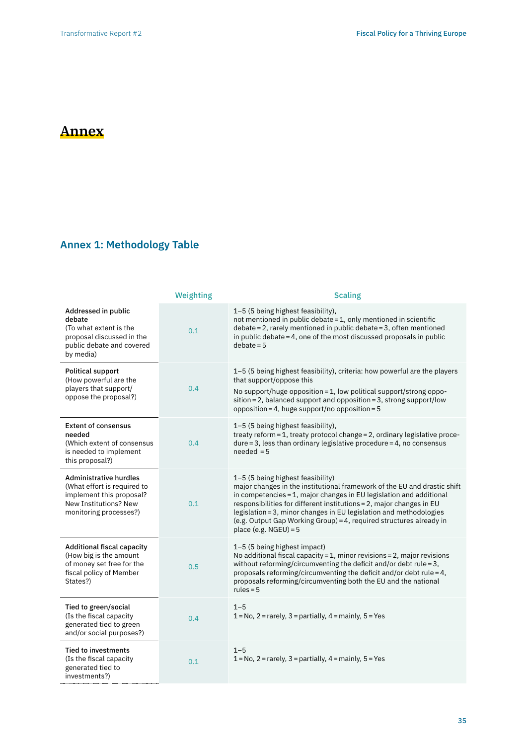# Annex

## Annex 1: Methodology Table

| | Weighting | Scaling |
|---|---|---|
| **Addressed in public debate** (To what extent is the proposal discussed in the public debate and covered by media) | 0.1 | 1–5 (5 being highest feasibility), not mentioned in public debate = 1, only mentioned in scientific debate = 2, rarely mentioned in public debate = 3, often mentioned in public debate = 4, one of the most discussed proposals in public debate = 5 |
| **Political support** (How powerful are the players that support/ oppose the proposal?) | 0.4 | 1–5 (5 being highest feasibility), criteria: how powerful are the players that support/oppose this<br>No support/huge opposition = 1, low political support/strong opposition = 2, balanced support and opposition = 3, strong support/low opposition = 4, huge support/no opposition = 5 |
| **Extent of consensus needed** (Which extent of consensus is needed to implement this proposal?) | 0.4 | 1–5 (5 being highest feasibility), treaty reform = 1, treaty protocol change = 2, ordinary legislative procedure = 3, less than ordinary legislative procedure = 4, no consensus needed = 5 |
| **Administrative hurdles** (What effort is required to implement this proposal? New Institutions? New monitoring processes?) | 0.1 | 1–5 (5 being highest feasibility) major changes in the institutional framework of the EU and drastic shift in competencies = 1, major changes in EU legislation and additional responsibilities for different institutions = 2, major changes in EU legislation = 3, minor changes in EU legislation and methodologies (e.g. Output Gap Working Group) = 4, required structures already in place (e.g. NGEU) = 5 |
| **Additional fiscal capacity** (How big is the amount of money set free for the fiscal policy of Member States?) | 0.5 | 1–5 (5 being highest impact) No additional fiscal capacity = 1, minor revisions = 2, major revisions without reforming/circumventing the deficit and/or debt rule = 3, proposals reforming/circumventing the deficit and/or debt rule = 4, proposals reforming/circumventing both the EU and the national rules = 5 |
| **Tied to green/social** (Is the fiscal capacity generated tied to green and/or social purposes?) | 0.4 | 1–5<br>1 = No, 2 = rarely, 3 = partially, 4 = mainly, 5 = Yes |
| **Tied to investments** (Is the fiscal capacity generated tied to investments?) | 0.1 | 1–5<br>1 = No, 2 = rarely, 3 = partially, 4 = mainly, 5 = Yes |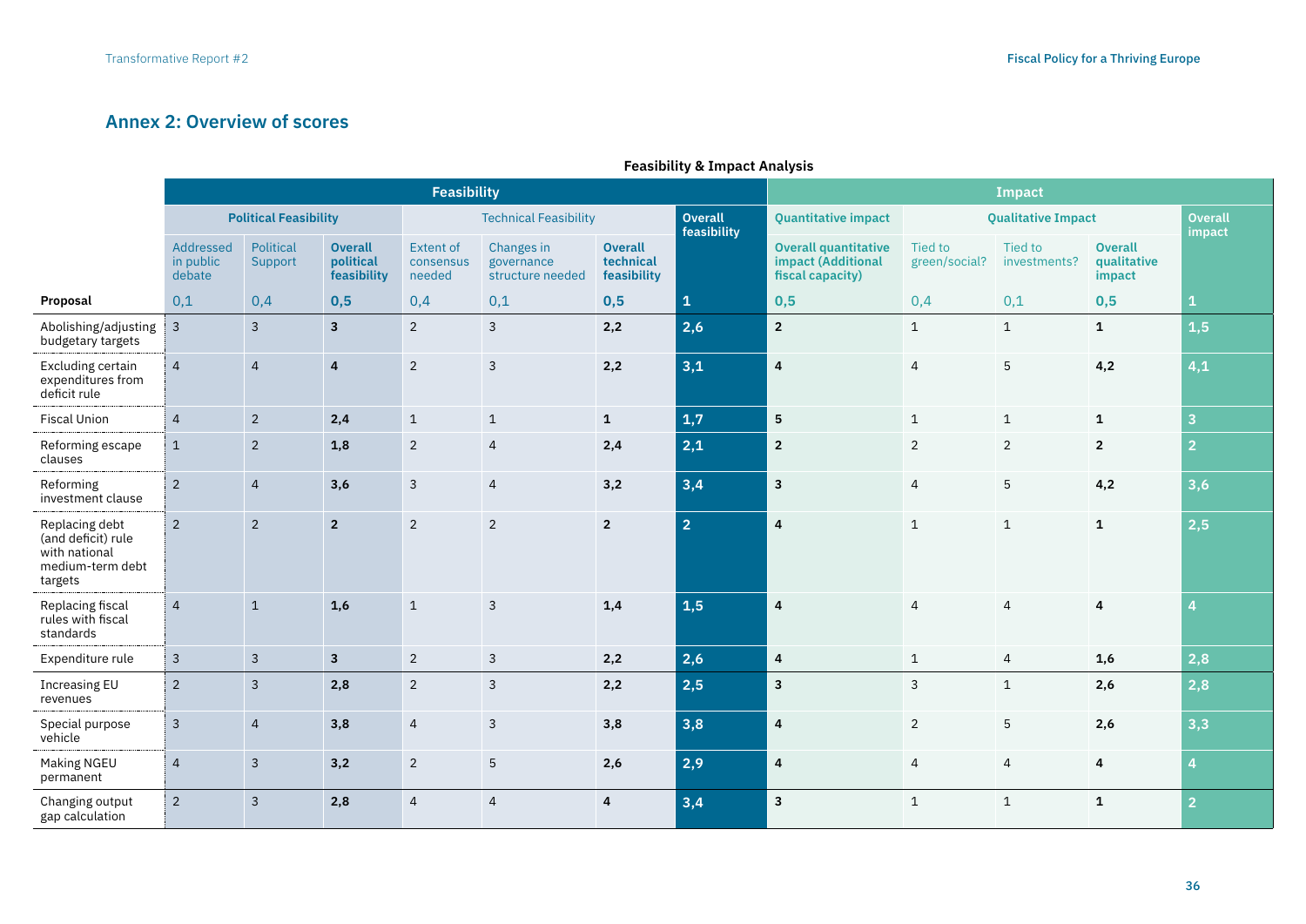## Annex 2: Overview of scores

**Feasibility & Impact Analysis**

| | Feasibility | | | | | | | Impact | | | | |
|---|---|---|---|---|---|---|---|---|---|---|---|---|
| | Political Feasibility | | | Technical Feasibility | | | Overall feasibility | Quantitative impact | Qualitative Impact | | | Overall impact |
| | Addressed in public debate | Political Support | Overall political feasibility | Extent of consensus needed | Changes in governance structure needed | Overall technical feasibility | | Overall quantitative impact (Additional fiscal capacity) | Tied to green/social? | Tied to investments? | Overall qualitative impact | |
| **Proposal** | 0,1 | 0,4 | 0,5 | 0,4 | 0,1 | 0,5 | 1 | 0,5 | 0,4 | 0,1 | 0,5 | 1 |
| Abolishing/adjusting budgetary targets | 3 | 3 | **3** | 2 | 3 | **2,2** | **2,6** | **2** | 1 | 1 | **1** | **1,5** |
| Excluding certain expenditures from deficit rule | 4 | 4 | **4** | 2 | 3 | **2,2** | **3,1** | **4** | 4 | 5 | **4,2** | **4,1** |
| Fiscal Union | 4 | 2 | **2,4** | 1 | 1 | **1** | **1,7** | **5** | 1 | 1 | **1** | **3** |
| Reforming escape clauses | 1 | 2 | **1,8** | 2 | 4 | **2,4** | **2,1** | **2** | 2 | 2 | **2** | **2** |
| Reforming investment clause | 2 | 4 | **3,6** | 3 | 4 | **3,2** | **3,4** | **3** | 4 | 5 | **4,2** | **3,6** |
| Replacing debt (and deficit) rule with national medium-term debt targets | 2 | 2 | **2** | 2 | 2 | **2** | **2** | **4** | 1 | 1 | **1** | **2,5** |
| Replacing fiscal rules with fiscal standards | 4 | 1 | **1,6** | 1 | 3 | **1,4** | **1,5** | **4** | 4 | 4 | **4** | **4** |
| Expenditure rule | 3 | 3 | **3** | 2 | 3 | **2,2** | **2,6** | **4** | 1 | 4 | **1,6** | **2,8** |
| Increasing EU revenues | 2 | 3 | **2,8** | 2 | 3 | **2,2** | **2,5** | **3** | 3 | 1 | **2,6** | **2,8** |
| Special purpose vehicle | 3 | 4 | **3,8** | 4 | 3 | **3,8** | **3,8** | **4** | 2 | 5 | **2,6** | **3,3** |
| Making NGEU permanent | 4 | 3 | **3,2** | 2 | 5 | **2,6** | **2,9** | **4** | 4 | 4 | **4** | **4** |
| Changing output gap calculation | 2 | 3 | **2,8** | 4 | 4 | **4** | **3,4** | **3** | 1 | 1 | **1** | **2** |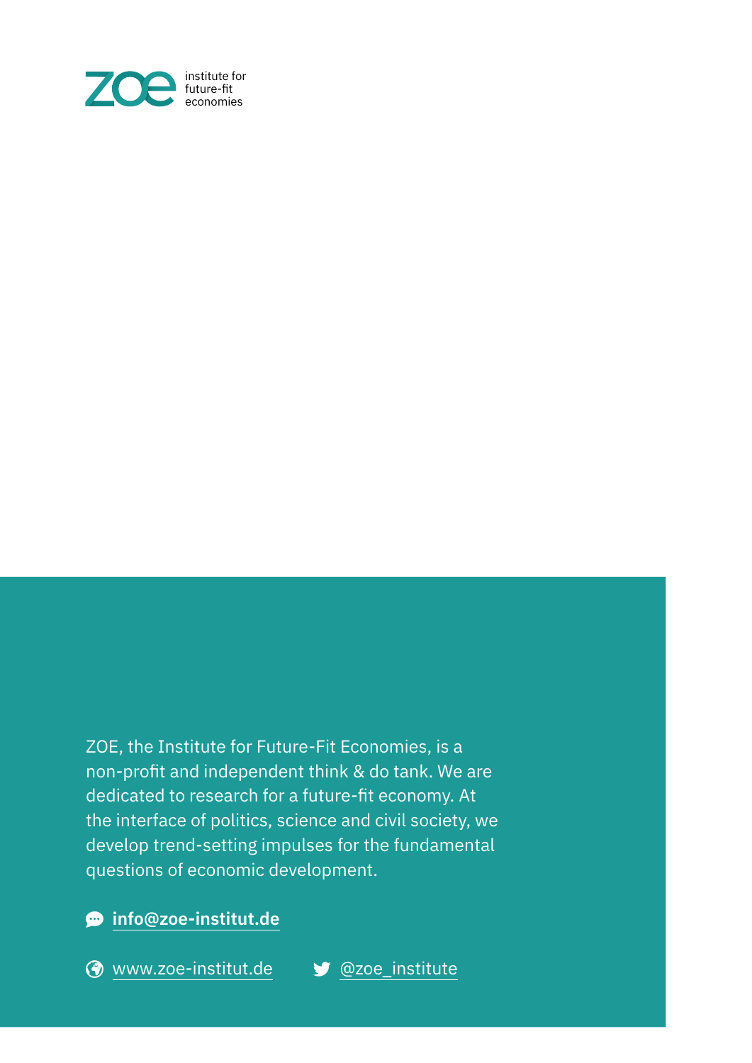zoe institute for future-fit economies

ZOE, the Institute for Future-Fit Economies, is a non-profit and independent think & do tank. We are dedicated to research for a future-fit economy. At the interface of politics, science and civil society, we develop trend-setting impulses for the fundamental questions of economic development.

**info@zoe-institut.de**

www.zoe-institut.de

@zoe_institute